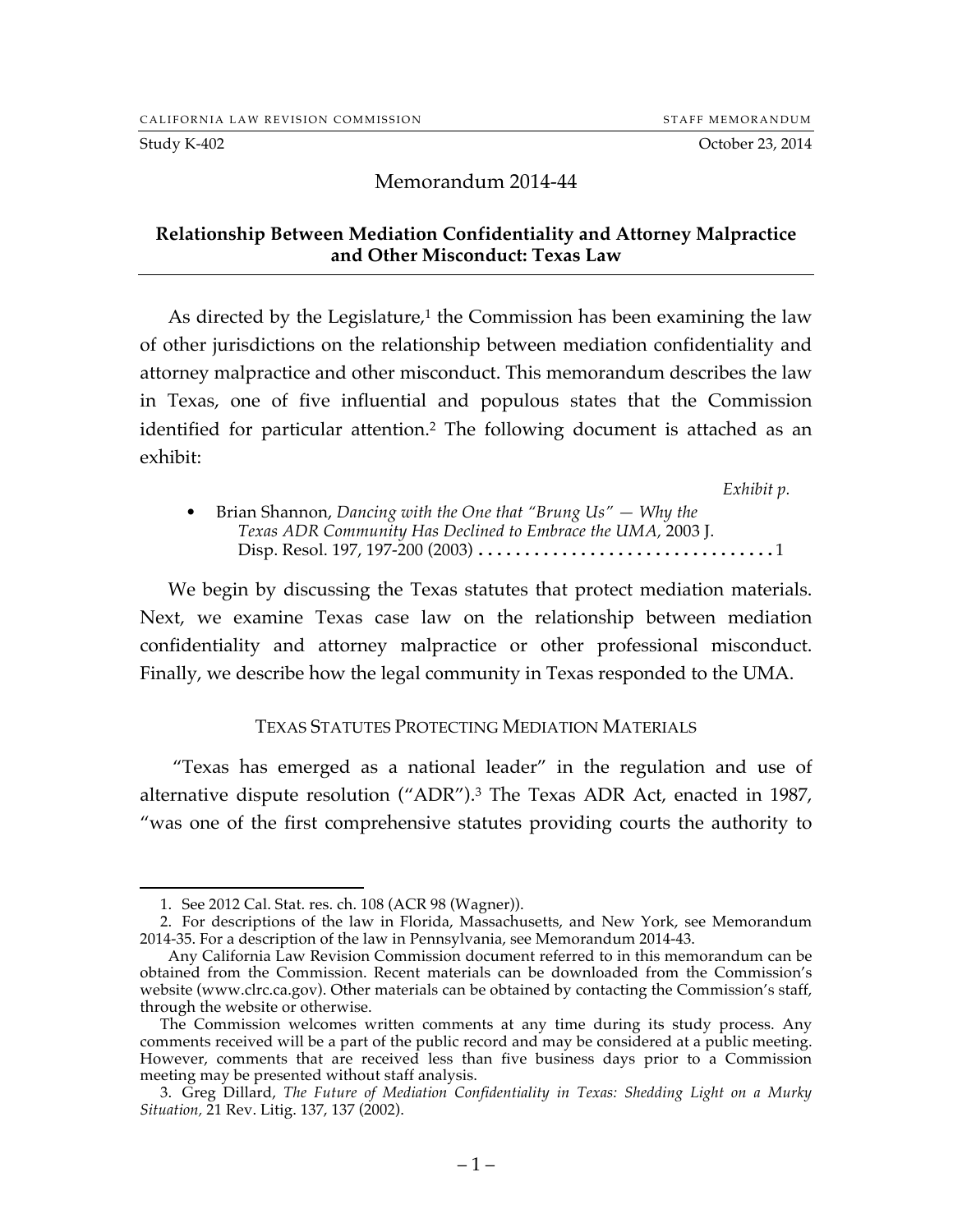CALIFORNIA LAW REVISION COMMISSION STAFF MEMORANDUM

Study K-402 October 23, 2014

Memorandum 2014-44

## Relationship Between Mediation Confidentiality and Attorney Malpractice and Other Misconduct: Texas Law

As directed by the Legislature,[1] the Commission has been examining the law of other jurisdictions on the relationship between mediation confidentiality and attorney malpractice and other misconduct. This memorandum describes the law in Texas, one of five influential and populous states that the Commission identified for particular attention.[2] The following document is attached as an exhibit:

*Exhibit p.*

- Brian Shannon, *Dancing with the One that "Brung Us" — Why the Texas ADR Community Has Declined to Embrace the UMA,* 2003 J. Disp. Resol. 197, 197-200 (2003) . . . . . . . . . . . . . . . . . . . . . . . . . . . . . . . . 1

We begin by discussing the Texas statutes that protect mediation materials. Next, we examine Texas case law on the relationship between mediation confidentiality and attorney malpractice or other professional misconduct. Finally, we describe how the legal community in Texas responded to the UMA.

### TEXAS STATUTES PROTECTING MEDIATION MATERIALS

"Texas has emerged as a national leader" in the regulation and use of alternative dispute resolution ("ADR").[3] The Texas ADR Act, enacted in 1987, "was one of the first comprehensive statutes providing courts the authority to

---

1. See 2012 Cal. Stat. res. ch. 108 (ACR 98 (Wagner)).

2. For descriptions of the law in Florida, Massachusetts, and New York, see Memorandum 2014-35. For a description of the law in Pennsylvania, see Memorandum 2014-43.

Any California Law Revision Commission document referred to in this memorandum can be obtained from the Commission. Recent materials can be downloaded from the Commission's website (www.clrc.ca.gov). Other materials can be obtained by contacting the Commission's staff, through the website or otherwise.

The Commission welcomes written comments at any time during its study process. Any comments received will be a part of the public record and may be considered at a public meeting. However, comments that are received less than five business days prior to a Commission meeting may be presented without staff analysis.

3. Greg Dillard, *The Future of Mediation Confidentiality in Texas: Shedding Light on a Murky Situation,* 21 Rev. Litig. 137, 137 (2002).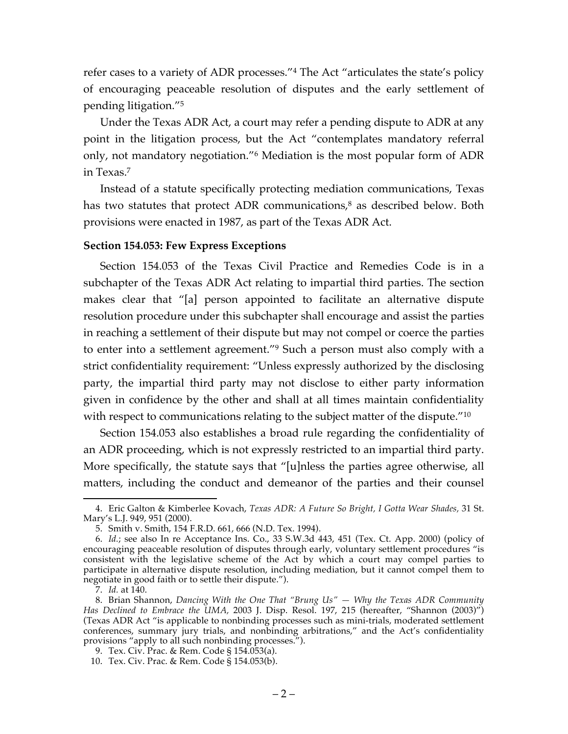refer cases to a variety of ADR processes."[4] The Act "articulates the state's policy of encouraging peaceable resolution of disputes and the early settlement of pending litigation."[5]

Under the Texas ADR Act, a court may refer a pending dispute to ADR at any point in the litigation process, but the Act "contemplates mandatory referral only, not mandatory negotiation."[6] Mediation is the most popular form of ADR in Texas.[7]

Instead of a statute specifically protecting mediation communications, Texas has two statutes that protect ADR communications,[8] as described below. Both provisions were enacted in 1987, as part of the Texas ADR Act.

**Section 154.053: Few Express Exceptions**

Section 154.053 of the Texas Civil Practice and Remedies Code is in a subchapter of the Texas ADR Act relating to impartial third parties. The section makes clear that "[a] person appointed to facilitate an alternative dispute resolution procedure under this subchapter shall encourage and assist the parties in reaching a settlement of their dispute but may not compel or coerce the parties to enter into a settlement agreement."[9] Such a person must also comply with a strict confidentiality requirement: "Unless expressly authorized by the disclosing party, the impartial third party may not disclose to either party information given in confidence by the other and shall at all times maintain confidentiality with respect to communications relating to the subject matter of the dispute."[10]

Section 154.053 also establishes a broad rule regarding the confidentiality of an ADR proceeding, which is not expressly restricted to an impartial third party. More specifically, the statute says that "[u]nless the parties agree otherwise, all matters, including the conduct and demeanor of the parties and their counsel

---

4. Eric Galton & Kimberlee Kovach, *Texas ADR: A Future So Bright, I Gotta Wear Shades*, 31 St. Mary's L.J. 949, 951 (2000).

5. Smith v. Smith, 154 F.R.D. 661, 666 (N.D. Tex. 1994).

6. *Id.*; see also In re Acceptance Ins. Co., 33 S.W.3d 443, 451 (Tex. Ct. App. 2000) (policy of encouraging peaceable resolution of disputes through early, voluntary settlement procedures "is consistent with the legislative scheme of the Act by which a court may compel parties to participate in alternative dispute resolution, including mediation, but it cannot compel them to negotiate in good faith or to settle their dispute.").

7. *Id.* at 140.

8. Brian Shannon, *Dancing With the One That "Brung Us" — Why the Texas ADR Community Has Declined to Embrace the UMA*, 2003 J. Disp. Resol. 197, 215 (hereafter, "Shannon (2003)") (Texas ADR Act "is applicable to nonbinding processes such as mini-trials, moderated settlement conferences, summary jury trials, and nonbinding arbitrations," and the Act's confidentiality provisions "apply to all such nonbinding processes.").

9. Tex. Civ. Prac. & Rem. Code § 154.053(a).

10. Tex. Civ. Prac. & Rem. Code § 154.053(b).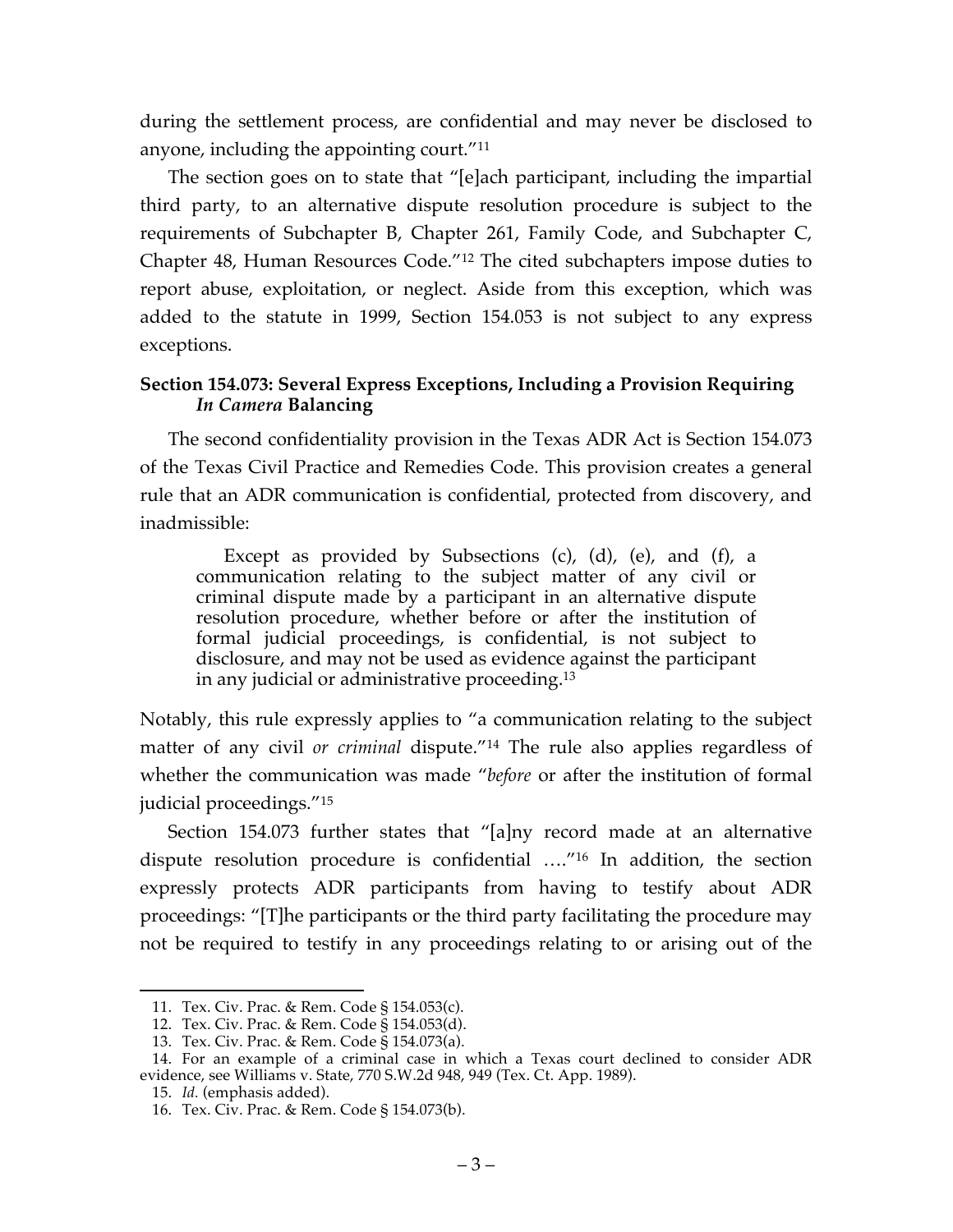during the settlement process, are confidential and may never be disclosed to anyone, including the appointing court."[11]

The section goes on to state that "[e]ach participant, including the impartial third party, to an alternative dispute resolution procedure is subject to the requirements of Subchapter B, Chapter 261, Family Code, and Subchapter C, Chapter 48, Human Resources Code."[12] The cited subchapters impose duties to report abuse, exploitation, or neglect. Aside from this exception, which was added to the statute in 1999, Section 154.053 is not subject to any express exceptions.

### Section 154.073: Several Express Exceptions, Including a Provision Requiring *In Camera* Balancing

The second confidentiality provision in the Texas ADR Act is Section 154.073 of the Texas Civil Practice and Remedies Code. This provision creates a general rule that an ADR communication is confidential, protected from discovery, and inadmissible:

> Except as provided by Subsections (c), (d), (e), and (f), a communication relating to the subject matter of any civil or criminal dispute made by a participant in an alternative dispute resolution procedure, whether before or after the institution of formal judicial proceedings, is confidential, is not subject to disclosure, and may not be used as evidence against the participant in any judicial or administrative proceeding.[13]

Notably, this rule expressly applies to "a communication relating to the subject matter of any civil *or criminal* dispute."[14] The rule also applies regardless of whether the communication was made "*before* or after the institution of formal judicial proceedings."[15]

Section 154.073 further states that "[a]ny record made at an alternative dispute resolution procedure is confidential …."[16] In addition, the section expressly protects ADR participants from having to testify about ADR proceedings: "[T]he participants or the third party facilitating the procedure may not be required to testify in any proceedings relating to or arising out of the

---

11. Tex. Civ. Prac. & Rem. Code § 154.053(c).
12. Tex. Civ. Prac. & Rem. Code § 154.053(d).
13. Tex. Civ. Prac. & Rem. Code § 154.073(a).
14. For an example of a criminal case in which a Texas court declined to consider ADR evidence, see Williams v. State, 770 S.W.2d 948, 949 (Tex. Ct. App. 1989).
15. *Id.* (emphasis added).
16. Tex. Civ. Prac. & Rem. Code § 154.073(b).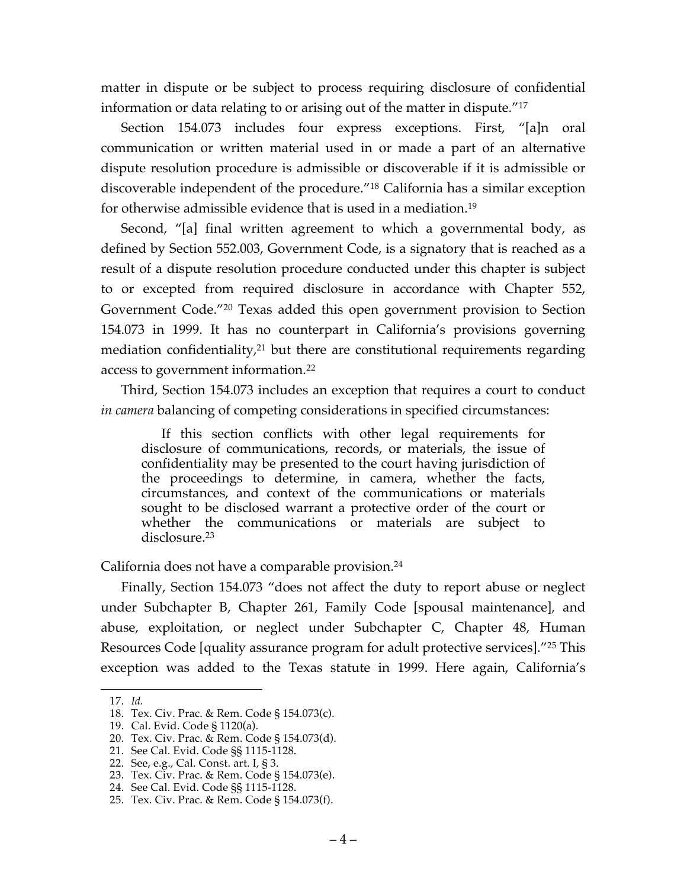matter in dispute or be subject to process requiring disclosure of confidential information or data relating to or arising out of the matter in dispute."[17]

Section 154.073 includes four express exceptions. First, "[a]n oral communication or written material used in or made a part of an alternative dispute resolution procedure is admissible or discoverable if it is admissible or discoverable independent of the procedure."[18] California has a similar exception for otherwise admissible evidence that is used in a mediation.[19]

Second, "[a] final written agreement to which a governmental body, as defined by Section 552.003, Government Code, is a signatory that is reached as a result of a dispute resolution procedure conducted under this chapter is subject to or excepted from required disclosure in accordance with Chapter 552, Government Code."[20] Texas added this open government provision to Section 154.073 in 1999. It has no counterpart in California's provisions governing mediation confidentiality,[21] but there are constitutional requirements regarding access to government information.[22]

Third, Section 154.073 includes an exception that requires a court to conduct *in camera* balancing of competing considerations in specified circumstances:

> If this section conflicts with other legal requirements for disclosure of communications, records, or materials, the issue of confidentiality may be presented to the court having jurisdiction of the proceedings to determine, in camera, whether the facts, circumstances, and context of the communications or materials sought to be disclosed warrant a protective order of the court or whether the communications or materials are subject to disclosure.[23]

California does not have a comparable provision.[24]

Finally, Section 154.073 "does not affect the duty to report abuse or neglect under Subchapter B, Chapter 261, Family Code [spousal maintenance], and abuse, exploitation, or neglect under Subchapter C, Chapter 48, Human Resources Code [quality assurance program for adult protective services]."[25] This exception was added to the Texas statute in 1999. Here again, California's

---

17. *Id.*
18. Tex. Civ. Prac. & Rem. Code § 154.073(c).
19. Cal. Evid. Code § 1120(a).
20. Tex. Civ. Prac. & Rem. Code § 154.073(d).
21. See Cal. Evid. Code §§ 1115-1128.
22. See, e.g., Cal. Const. art. I, § 3.
23. Tex. Civ. Prac. & Rem. Code § 154.073(e).
24. See Cal. Evid. Code §§ 1115-1128.
25. Tex. Civ. Prac. & Rem. Code § 154.073(f).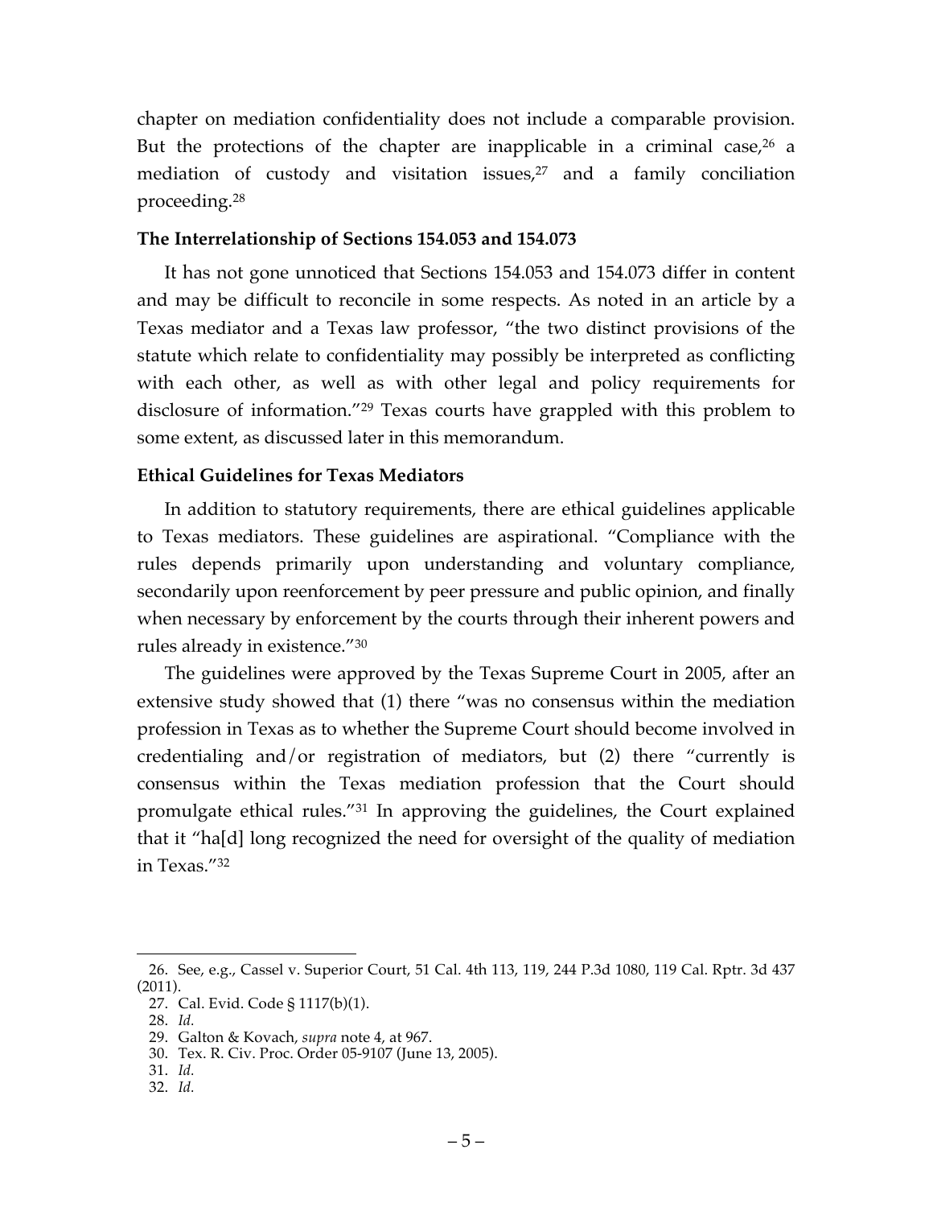chapter on mediation confidentiality does not include a comparable provision. But the protections of the chapter are inapplicable in a criminal case,[26] a mediation of custody and visitation issues,[27] and a family conciliation proceeding.[28]

**The Interrelationship of Sections 154.053 and 154.073**

It has not gone unnoticed that Sections 154.053 and 154.073 differ in content and may be difficult to reconcile in some respects. As noted in an article by a Texas mediator and a Texas law professor, "the two distinct provisions of the statute which relate to confidentiality may possibly be interpreted as conflicting with each other, as well as with other legal and policy requirements for disclosure of information."[29] Texas courts have grappled with this problem to some extent, as discussed later in this memorandum.

**Ethical Guidelines for Texas Mediators**

In addition to statutory requirements, there are ethical guidelines applicable to Texas mediators. These guidelines are aspirational. "Compliance with the rules depends primarily upon understanding and voluntary compliance, secondarily upon reenforcement by peer pressure and public opinion, and finally when necessary by enforcement by the courts through their inherent powers and rules already in existence."[30]

The guidelines were approved by the Texas Supreme Court in 2005, after an extensive study showed that (1) there "was no consensus within the mediation profession in Texas as to whether the Supreme Court should become involved in credentialing and/or registration of mediators, but (2) there "currently is consensus within the Texas mediation profession that the Court should promulgate ethical rules."[31] In approving the guidelines, the Court explained that it "ha[d] long recognized the need for oversight of the quality of mediation in Texas."[32]

---

26. See, e.g., Cassel v. Superior Court, 51 Cal. 4th 113, 119, 244 P.3d 1080, 119 Cal. Rptr. 3d 437 (2011).

27. Cal. Evid. Code § 1117(b)(1).

28. *Id.*

29. Galton & Kovach, *supra* note 4, at 967.

30. Tex. R. Civ. Proc. Order 05-9107 (June 13, 2005).

31. *Id.*

32. *Id.*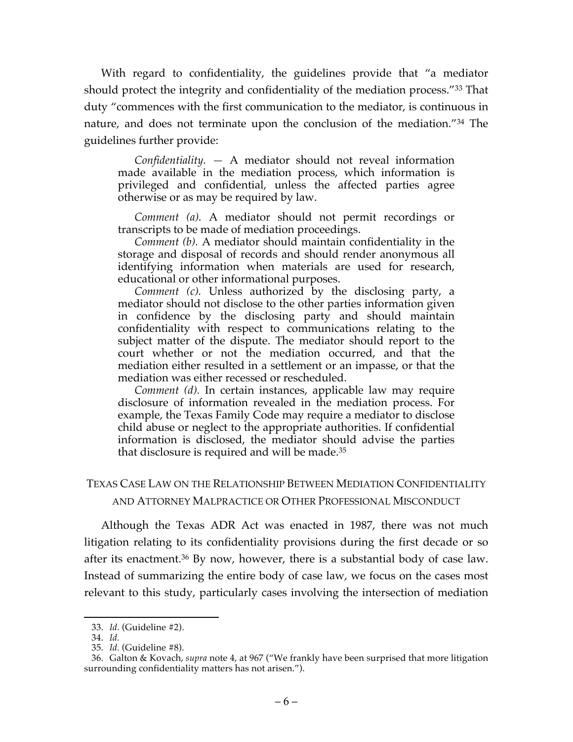With regard to confidentiality, the guidelines provide that "a mediator should protect the integrity and confidentiality of the mediation process."[33] That duty "commences with the first communication to the mediator, is continuous in nature, and does not terminate upon the conclusion of the mediation."[34] The guidelines further provide:

> *Confidentiality.* — A mediator should not reveal information made available in the mediation process, which information is privileged and confidential, unless the affected parties agree otherwise or as may be required by law.
>
> *Comment (a).* A mediator should not permit recordings or transcripts to be made of mediation proceedings.
>
> *Comment (b).* A mediator should maintain confidentiality in the storage and disposal of records and should render anonymous all identifying information when materials are used for research, educational or other informational purposes.
>
> *Comment (c).* Unless authorized by the disclosing party, a mediator should not disclose to the other parties information given in confidence by the disclosing party and should maintain confidentiality with respect to communications relating to the subject matter of the dispute. The mediator should report to the court whether or not the mediation occurred, and that the mediation either resulted in a settlement or an impasse, or that the mediation was either recessed or rescheduled.
>
> *Comment (d).* In certain instances, applicable law may require disclosure of information revealed in the mediation process. For example, the Texas Family Code may require a mediator to disclose child abuse or neglect to the appropriate authorities. If confidential information is disclosed, the mediator should advise the parties that disclosure is required and will be made.[35]

## TEXAS CASE LAW ON THE RELATIONSHIP BETWEEN MEDIATION CONFIDENTIALITY AND ATTORNEY MALPRACTICE OR OTHER PROFESSIONAL MISCONDUCT

Although the Texas ADR Act was enacted in 1987, there was not much litigation relating to its confidentiality provisions during the first decade or so after its enactment.[36] By now, however, there is a substantial body of case law. Instead of summarizing the entire body of case law, we focus on the cases most relevant to this study, particularly cases involving the intersection of mediation

---

33. *Id.* (Guideline #2).

34. *Id.*

35. *Id.* (Guideline #8).

36. Galton & Kovach, *supra* note 4, at 967 ("We frankly have been surprised that more litigation surrounding confidentiality matters has not arisen.").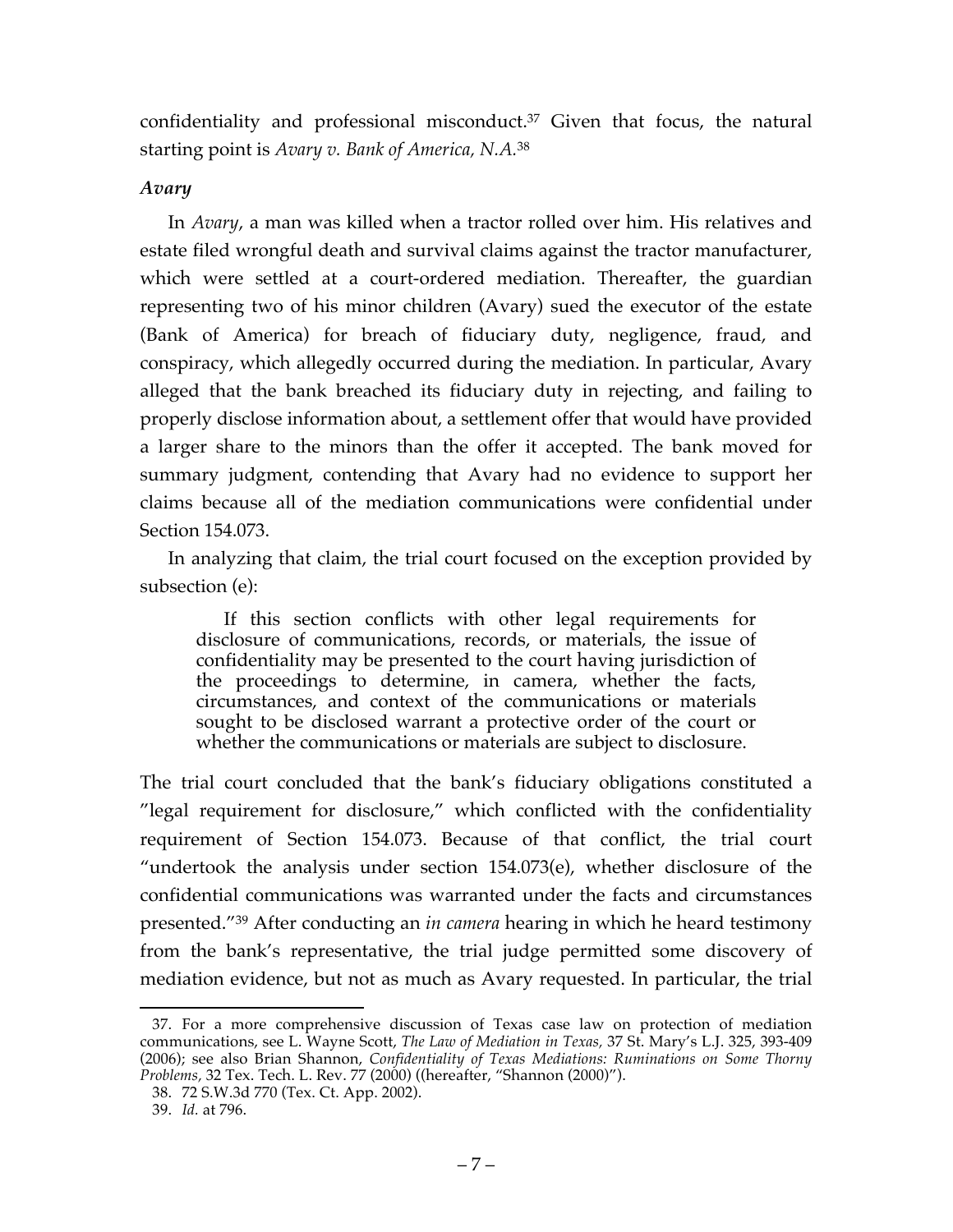confidentiality and professional misconduct.[37] Given that focus, the natural starting point is *Avary v. Bank of America, N.A.*[38]

### *Avary*

In *Avary*, a man was killed when a tractor rolled over him. His relatives and estate filed wrongful death and survival claims against the tractor manufacturer, which were settled at a court-ordered mediation. Thereafter, the guardian representing two of his minor children (Avary) sued the executor of the estate (Bank of America) for breach of fiduciary duty, negligence, fraud, and conspiracy, which allegedly occurred during the mediation. In particular, Avary alleged that the bank breached its fiduciary duty in rejecting, and failing to properly disclose information about, a settlement offer that would have provided a larger share to the minors than the offer it accepted. The bank moved for summary judgment, contending that Avary had no evidence to support her claims because all of the mediation communications were confidential under Section 154.073.

In analyzing that claim, the trial court focused on the exception provided by subsection (e):

> If this section conflicts with other legal requirements for disclosure of communications, records, or materials, the issue of confidentiality may be presented to the court having jurisdiction of the proceedings to determine, in camera, whether the facts, circumstances, and context of the communications or materials sought to be disclosed warrant a protective order of the court or whether the communications or materials are subject to disclosure.

The trial court concluded that the bank's fiduciary obligations constituted a "legal requirement for disclosure," which conflicted with the confidentiality requirement of Section 154.073. Because of that conflict, the trial court "undertook the analysis under section 154.073(e), whether disclosure of the confidential communications was warranted under the facts and circumstances presented."[39] After conducting an *in camera* hearing in which he heard testimony from the bank's representative, the trial judge permitted some discovery of mediation evidence, but not as much as Avary requested. In particular, the trial

---

37. For a more comprehensive discussion of Texas case law on protection of mediation communications, see L. Wayne Scott, *The Law of Mediation in Texas*, 37 St. Mary's L.J. 325, 393-409 (2006); see also Brian Shannon, *Confidentiality of Texas Mediations: Ruminations on Some Thorny Problems*, 32 Tex. Tech. L. Rev. 77 (2000) ((hereafter, "Shannon (2000)").

38. 72 S.W.3d 770 (Tex. Ct. App. 2002).

39. *Id.* at 796.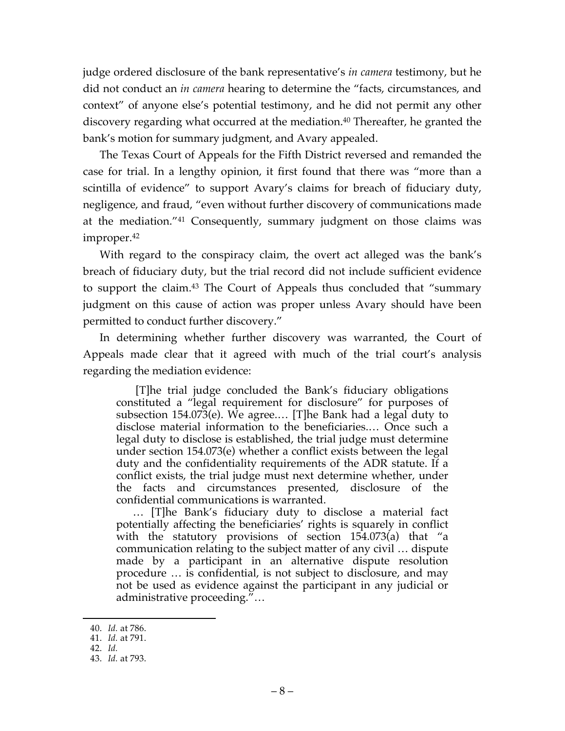judge ordered disclosure of the bank representative's *in camera* testimony, but he did not conduct an *in camera* hearing to determine the "facts, circumstances, and context" of anyone else's potential testimony, and he did not permit any other discovery regarding what occurred at the mediation.[40] Thereafter, he granted the bank's motion for summary judgment, and Avary appealed.

The Texas Court of Appeals for the Fifth District reversed and remanded the case for trial. In a lengthy opinion, it first found that there was "more than a scintilla of evidence" to support Avary's claims for breach of fiduciary duty, negligence, and fraud, "even without further discovery of communications made at the mediation."[41] Consequently, summary judgment on those claims was improper.[42]

With regard to the conspiracy claim, the overt act alleged was the bank's breach of fiduciary duty, but the trial record did not include sufficient evidence to support the claim.[43] The Court of Appeals thus concluded that "summary judgment on this cause of action was proper unless Avary should have been permitted to conduct further discovery."

In determining whether further discovery was warranted, the Court of Appeals made clear that it agreed with much of the trial court's analysis regarding the mediation evidence:

> [T]he trial judge concluded the Bank's fiduciary obligations constituted a "legal requirement for disclosure" for purposes of subsection 154.073(e). We agree.… [T]he Bank had a legal duty to disclose material information to the beneficiaries.… Once such a legal duty to disclose is established, the trial judge must determine under section 154.073(e) whether a conflict exists between the legal duty and the confidentiality requirements of the ADR statute. If a conflict exists, the trial judge must next determine whether, under the facts and circumstances presented, disclosure of the confidential communications is warranted.
>
> … [T]he Bank's fiduciary duty to disclose a material fact potentially affecting the beneficiaries' rights is squarely in conflict with the statutory provisions of section 154.073(a) that "a communication relating to the subject matter of any civil … dispute made by a participant in an alternative dispute resolution procedure … is confidential, is not subject to disclosure, and may not be used as evidence against the participant in any judicial or administrative proceeding."…

---

40. *Id.* at 786.
41. *Id.* at 791.
42. *Id.*
43. *Id.* at 793.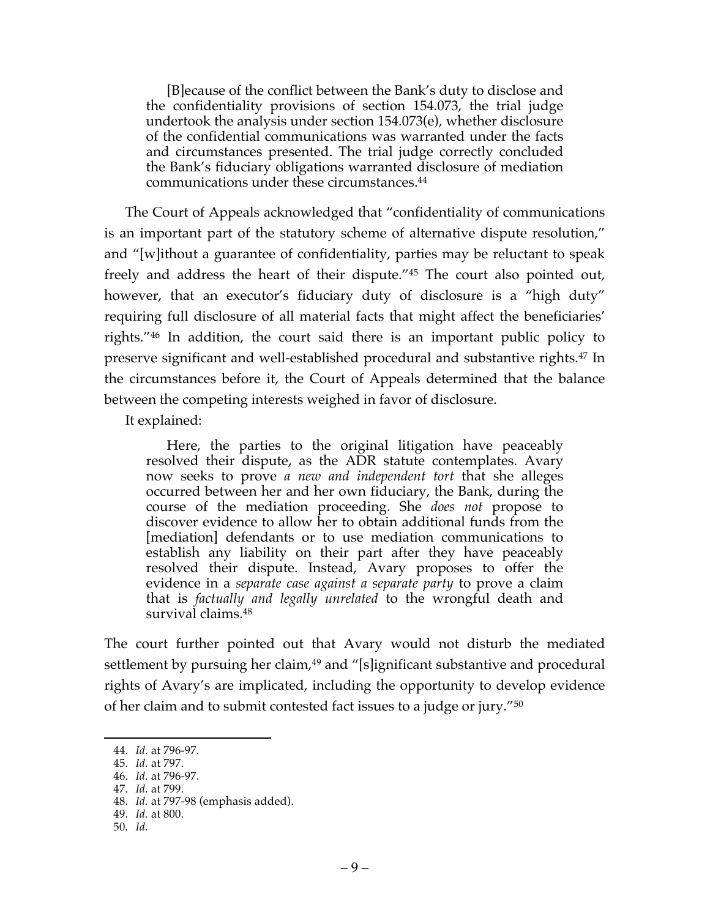> [B]ecause of the conflict between the Bank's duty to disclose and the confidentiality provisions of section 154.073, the trial judge undertook the analysis under section 154.073(e), whether disclosure of the confidential communications was warranted under the facts and circumstances presented. The trial judge correctly concluded the Bank's fiduciary obligations warranted disclosure of mediation communications under these circumstances.[44]

The Court of Appeals acknowledged that "confidentiality of communications is an important part of the statutory scheme of alternative dispute resolution," and "[w]ithout a guarantee of confidentiality, parties may be reluctant to speak freely and address the heart of their dispute."[45] The court also pointed out, however, that an executor's fiduciary duty of disclosure is a "high duty" requiring full disclosure of all material facts that might affect the beneficiaries' rights."[46] In addition, the court said there is an important public policy to preserve significant and well-established procedural and substantive rights.[47] In the circumstances before it, the Court of Appeals determined that the balance between the competing interests weighed in favor of disclosure.

It explained:

> Here, the parties to the original litigation have peaceably resolved their dispute, as the ADR statute contemplates. Avary now seeks to prove *a new and independent tort* that she alleges occurred between her and her own fiduciary, the Bank, during the course of the mediation proceeding. She *does not* propose to discover evidence to allow her to obtain additional funds from the [mediation] defendants or to use mediation communications to establish any liability on their part after they have peaceably resolved their dispute. Instead, Avary proposes to offer the evidence in a *separate case against a separate party* to prove a claim that is *factually and legally unrelated* to the wrongful death and survival claims.[48]

The court further pointed out that Avary would not disturb the mediated settlement by pursuing her claim,[49] and "[s]ignificant substantive and procedural rights of Avary's are implicated, including the opportunity to develop evidence of her claim and to submit contested fact issues to a judge or jury."[50]

---

44. *Id.* at 796-97.
45. *Id.* at 797.
46. *Id.* at 796-97.
47. *Id.* at 799.
48. *Id.* at 797-98 (emphasis added).
49. *Id.* at 800.
50. *Id.*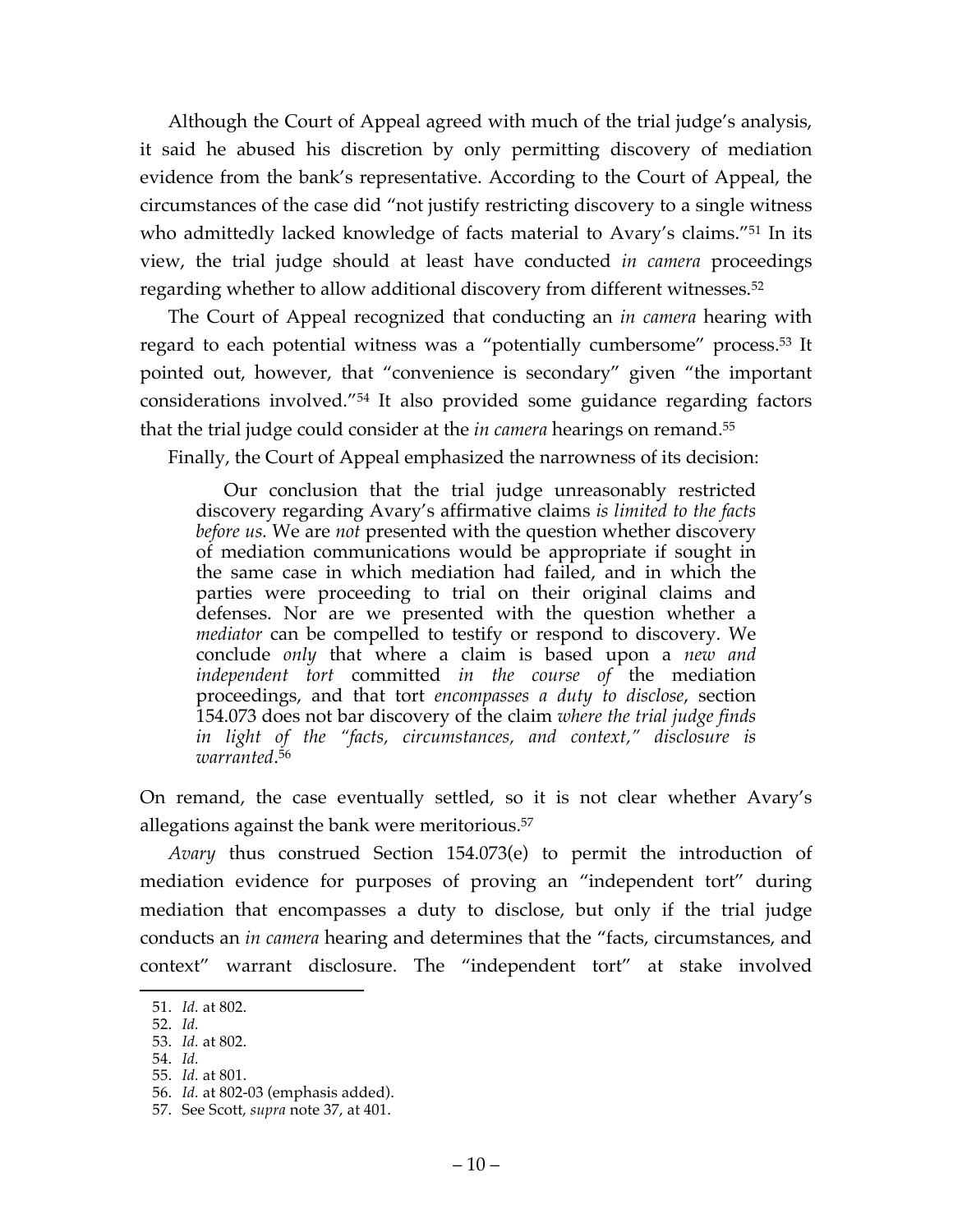Although the Court of Appeal agreed with much of the trial judge's analysis, it said he abused his discretion by only permitting discovery of mediation evidence from the bank's representative. According to the Court of Appeal, the circumstances of the case did "not justify restricting discovery to a single witness who admittedly lacked knowledge of facts material to Avary's claims."[51] In its view, the trial judge should at least have conducted *in camera* proceedings regarding whether to allow additional discovery from different witnesses.[52]

The Court of Appeal recognized that conducting an *in camera* hearing with regard to each potential witness was a "potentially cumbersome" process.[53] It pointed out, however, that "convenience is secondary" given "the important considerations involved."[54] It also provided some guidance regarding factors that the trial judge could consider at the *in camera* hearings on remand.[55]

Finally, the Court of Appeal emphasized the narrowness of its decision:

> Our conclusion that the trial judge unreasonably restricted discovery regarding Avary's affirmative claims *is limited to the facts before us.* We are *not* presented with the question whether discovery of mediation communications would be appropriate if sought in the same case in which mediation had failed, and in which the parties were proceeding to trial on their original claims and defenses. Nor are we presented with the question whether a *mediator* can be compelled to testify or respond to discovery. We conclude *only* that where a claim is based upon a *new and independent tort* committed *in the course of* the mediation proceedings, and that tort *encompasses a duty to disclose*, section 154.073 does not bar discovery of the claim *where the trial judge finds in light of the "facts, circumstances, and context," disclosure is warranted*.[56]

On remand, the case eventually settled, so it is not clear whether Avary's allegations against the bank were meritorious.[57]

*Avary* thus construed Section 154.073(e) to permit the introduction of mediation evidence for purposes of proving an "independent tort" during mediation that encompasses a duty to disclose, but only if the trial judge conducts an *in camera* hearing and determines that the "facts, circumstances, and context" warrant disclosure. The "independent tort" at stake involved

51. *Id.* at 802.
52. *Id.*
53. *Id.* at 802.
54. *Id.*
55. *Id.* at 801.
56. *Id.* at 802-03 (emphasis added).
57. See Scott, *supra* note 37, at 401.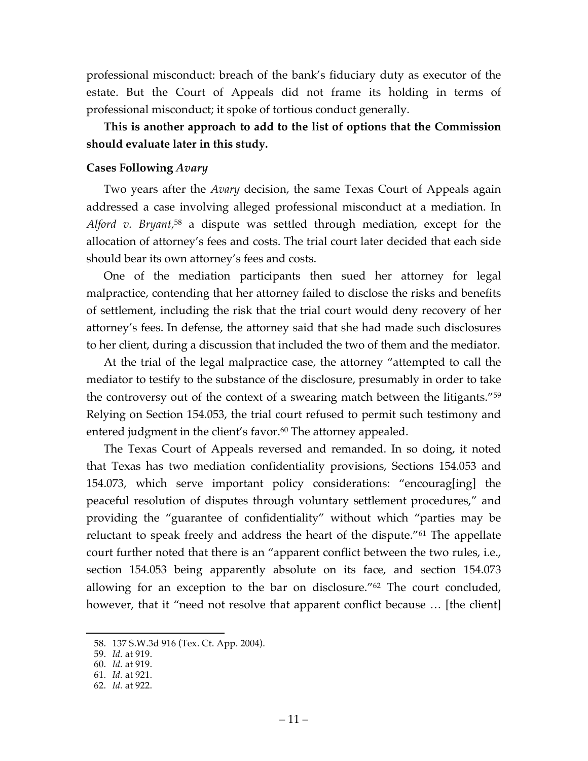professional misconduct: breach of the bank's fiduciary duty as executor of the estate. But the Court of Appeals did not frame its holding in terms of professional misconduct; it spoke of tortious conduct generally.

**This is another approach to add to the list of options that the Commission should evaluate later in this study.**

### Cases Following *Avary*

Two years after the *Avary* decision, the same Texas Court of Appeals again addressed a case involving alleged professional misconduct at a mediation. In *Alford v. Bryant*,[58] a dispute was settled through mediation, except for the allocation of attorney's fees and costs. The trial court later decided that each side should bear its own attorney's fees and costs.

One of the mediation participants then sued her attorney for legal malpractice, contending that her attorney failed to disclose the risks and benefits of settlement, including the risk that the trial court would deny recovery of her attorney's fees. In defense, the attorney said that she had made such disclosures to her client, during a discussion that included the two of them and the mediator.

At the trial of the legal malpractice case, the attorney "attempted to call the mediator to testify to the substance of the disclosure, presumably in order to take the controversy out of the context of a swearing match between the litigants."[59] Relying on Section 154.053, the trial court refused to permit such testimony and entered judgment in the client's favor.[60] The attorney appealed.

The Texas Court of Appeals reversed and remanded. In so doing, it noted that Texas has two mediation confidentiality provisions, Sections 154.053 and 154.073, which serve important policy considerations: "encourag[ing] the peaceful resolution of disputes through voluntary settlement procedures," and providing the "guarantee of confidentiality" without which "parties may be reluctant to speak freely and address the heart of the dispute."[61] The appellate court further noted that there is an "apparent conflict between the two rules, i.e., section 154.053 being apparently absolute on its face, and section 154.073 allowing for an exception to the bar on disclosure."[62] The court concluded, however, that it "need not resolve that apparent conflict because … [the client]

---

58. 137 S.W.3d 916 (Tex. Ct. App. 2004).
59. *Id.* at 919.
60. *Id.* at 919.
61. *Id.* at 921.
62. *Id.* at 922.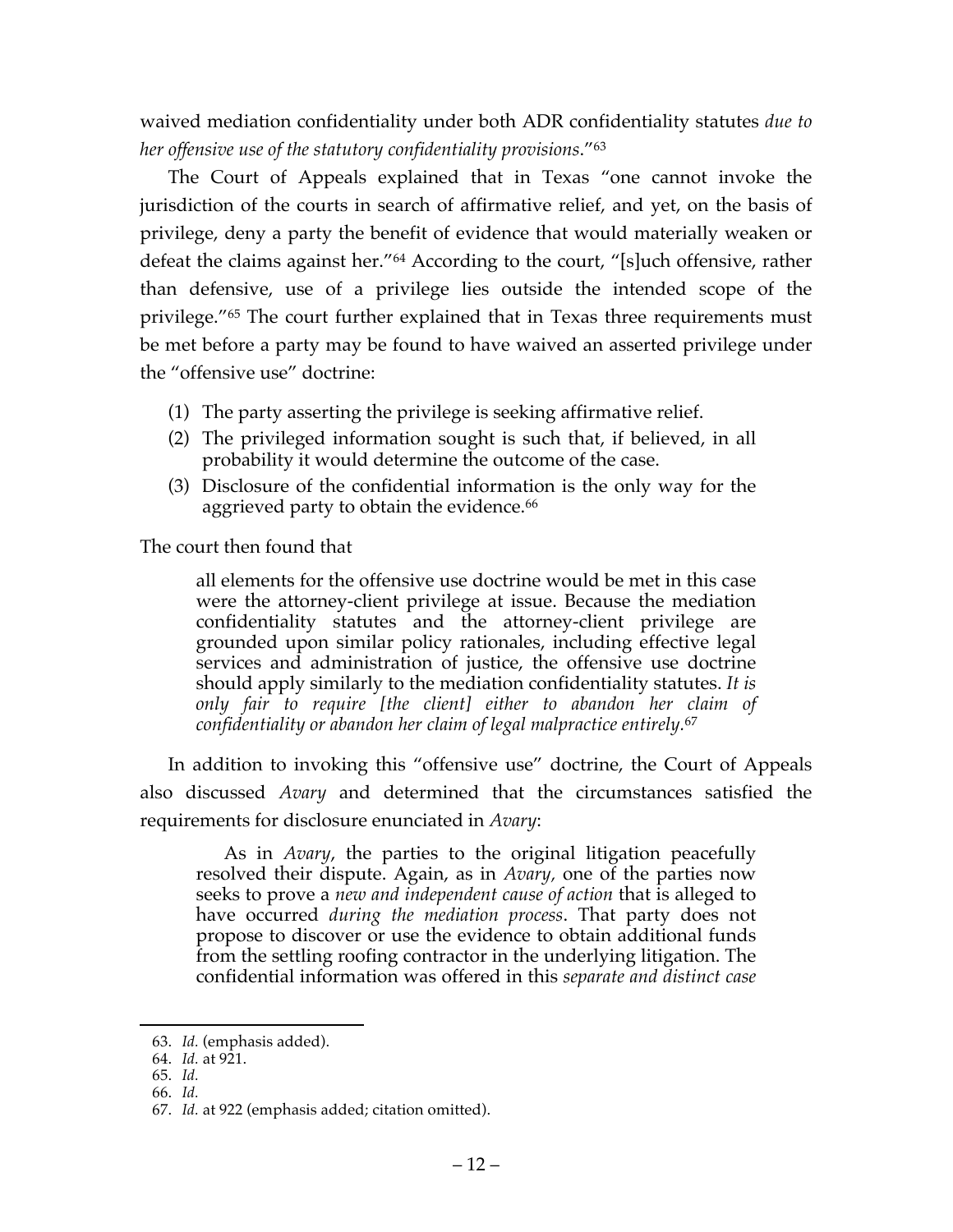waived mediation confidentiality under both ADR confidentiality statutes *due to her offensive use of the statutory confidentiality provisions*."[63]

The Court of Appeals explained that in Texas "one cannot invoke the jurisdiction of the courts in search of affirmative relief, and yet, on the basis of privilege, deny a party the benefit of evidence that would materially weaken or defeat the claims against her."[64] According to the court, "[s]uch offensive, rather than defensive, use of a privilege lies outside the intended scope of the privilege."[65] The court further explained that in Texas three requirements must be met before a party may be found to have waived an asserted privilege under the "offensive use" doctrine:

(1) The party asserting the privilege is seeking affirmative relief.
(2) The privileged information sought is such that, if believed, in all probability it would determine the outcome of the case.
(3) Disclosure of the confidential information is the only way for the aggrieved party to obtain the evidence.[66]

The court then found that

> all elements for the offensive use doctrine would be met in this case were the attorney-client privilege at issue. Because the mediation confidentiality statutes and the attorney-client privilege are grounded upon similar policy rationales, including effective legal services and administration of justice, the offensive use doctrine should apply similarly to the mediation confidentiality statutes. *It is only fair to require [the client] either to abandon her claim of confidentiality or abandon her claim of legal malpractice entirely*.[67]

In addition to invoking this "offensive use" doctrine, the Court of Appeals also discussed *Avary* and determined that the circumstances satisfied the requirements for disclosure enunciated in *Avary*:

> As in *Avary*, the parties to the original litigation peacefully resolved their dispute. Again, as in *Avary*, one of the parties now seeks to prove a *new and independent cause of action* that is alleged to have occurred *during the mediation process*. That party does not propose to discover or use the evidence to obtain additional funds from the settling roofing contractor in the underlying litigation. The confidential information was offered in this *separate and distinct case*

63. *Id.* (emphasis added).
64. *Id.* at 921.
65. *Id.*
66. *Id.*
67. *Id.* at 922 (emphasis added; citation omitted).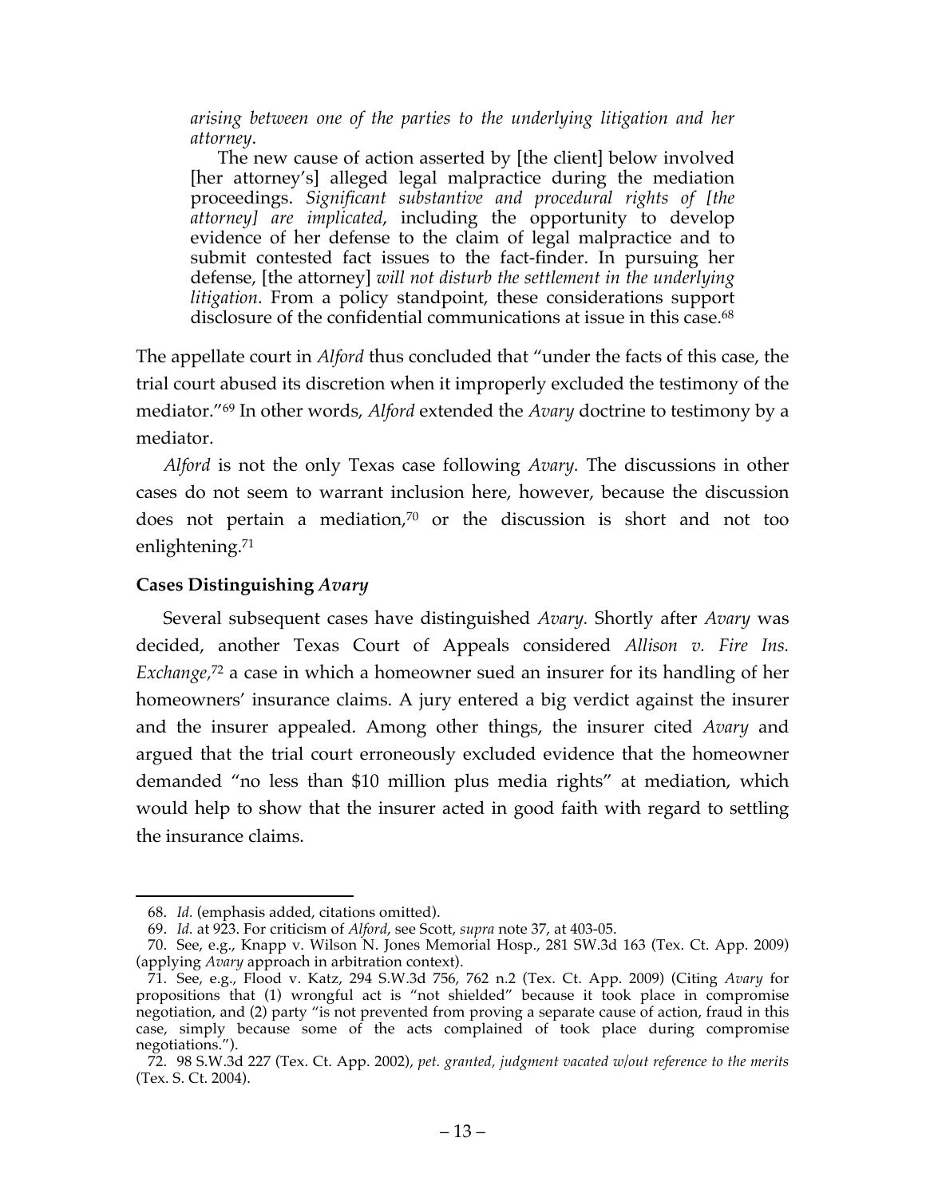> *arising between one of the parties to the underlying litigation and her attorney*.
>
> The new cause of action asserted by [the client] below involved [her attorney's] alleged legal malpractice during the mediation proceedings. *Significant substantive and procedural rights of [the attorney] are implicated,* including the opportunity to develop evidence of her defense to the claim of legal malpractice and to submit contested fact issues to the fact-finder. In pursuing her defense, [the attorney] *will not disturb the settlement in the underlying litigation*. From a policy standpoint, these considerations support disclosure of the confidential communications at issue in this case.[68]

The appellate court in *Alford* thus concluded that "under the facts of this case, the trial court abused its discretion when it improperly excluded the testimony of the mediator."[69] In other words, *Alford* extended the *Avary* doctrine to testimony by a mediator.

*Alford* is not the only Texas case following *Avary.* The discussions in other cases do not seem to warrant inclusion here, however, because the discussion does not pertain a mediation,[70] or the discussion is short and not too enlightening.[71]

### Cases Distinguishing *Avary*

Several subsequent cases have distinguished *Avary.* Shortly after *Avary* was decided, another Texas Court of Appeals considered *Allison v. Fire Ins. Exchange,*[72] a case in which a homeowner sued an insurer for its handling of her homeowners' insurance claims. A jury entered a big verdict against the insurer and the insurer appealed. Among other things, the insurer cited *Avary* and argued that the trial court erroneously excluded evidence that the homeowner demanded "no less than $10 million plus media rights" at mediation, which would help to show that the insurer acted in good faith with regard to settling the insurance claims.

---

68. *Id.* (emphasis added, citations omitted).

69. *Id.* at 923. For criticism of *Alford*, see Scott, *supra* note 37, at 403-05.

70. See, e.g., Knapp v. Wilson N. Jones Memorial Hosp., 281 SW.3d 163 (Tex. Ct. App. 2009) (applying *Avary* approach in arbitration context).

71. See, e.g., Flood v. Katz, 294 S.W.3d 756, 762 n.2 (Tex. Ct. App. 2009) (Citing *Avary* for propositions that (1) wrongful act is "not shielded" because it took place in compromise negotiation, and (2) party "is not prevented from proving a separate cause of action, fraud in this case, simply because some of the acts complained of took place during compromise negotiations.").

72. 98 S.W.3d 227 (Tex. Ct. App. 2002), *pet. granted, judgment vacated w/out reference to the merits* (Tex. S. Ct. 2004).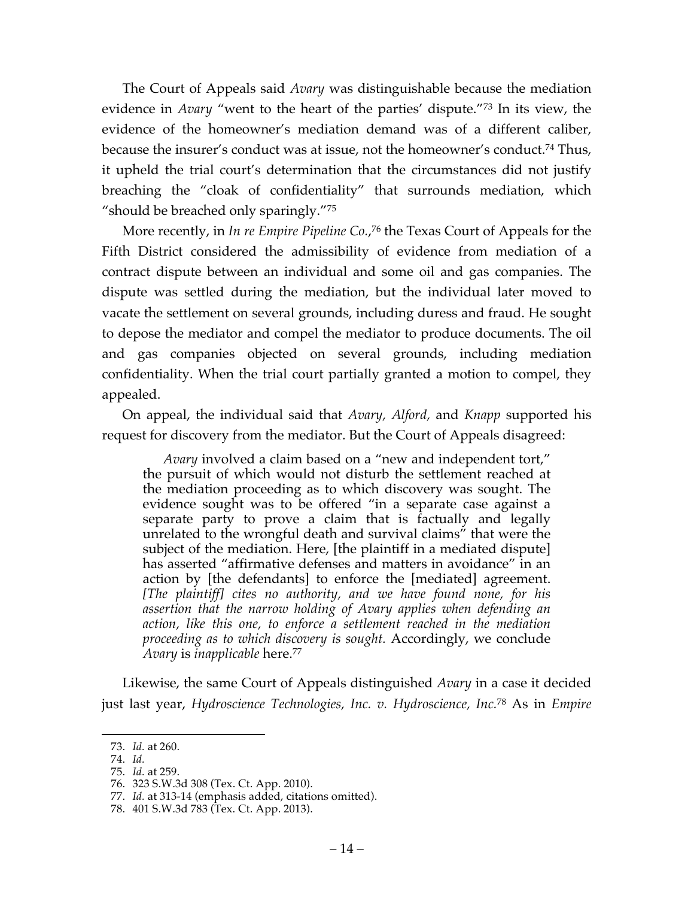The Court of Appeals said *Avary* was distinguishable because the mediation evidence in *Avary* "went to the heart of the parties' dispute."[73] In its view, the evidence of the homeowner's mediation demand was of a different caliber, because the insurer's conduct was at issue, not the homeowner's conduct.[74] Thus, it upheld the trial court's determination that the circumstances did not justify breaching the "cloak of confidentiality" that surrounds mediation, which "should be breached only sparingly."[75]

More recently, in *In re Empire Pipeline Co.*,[76] the Texas Court of Appeals for the Fifth District considered the admissibility of evidence from mediation of a contract dispute between an individual and some oil and gas companies. The dispute was settled during the mediation, but the individual later moved to vacate the settlement on several grounds, including duress and fraud. He sought to depose the mediator and compel the mediator to produce documents. The oil and gas companies objected on several grounds, including mediation confidentiality. When the trial court partially granted a motion to compel, they appealed.

On appeal, the individual said that *Avary*, *Alford*, and *Knapp* supported his request for discovery from the mediator. But the Court of Appeals disagreed:

> *Avary* involved a claim based on a "new and independent tort," the pursuit of which would not disturb the settlement reached at the mediation proceeding as to which discovery was sought. The evidence sought was to be offered "in a separate case against a separate party to prove a claim that is factually and legally unrelated to the wrongful death and survival claims" that were the subject of the mediation. Here, [the plaintiff in a mediated dispute] has asserted "affirmative defenses and matters in avoidance" in an action by [the defendants] to enforce the [mediated] agreement. *[The plaintiff] cites no authority, and we have found none, for his assertion that the narrow holding of Avary applies when defending an action, like this one, to enforce a settlement reached in the mediation proceeding as to which discovery is sought.* Accordingly, we conclude *Avary* is *inapplicable* here.[77]

Likewise, the same Court of Appeals distinguished *Avary* in a case it decided just last year, *Hydroscience Technologies, Inc. v. Hydroscience, Inc.*[78] As in *Empire*

---

73. *Id.* at 260.
74. *Id.*
75. *Id.* at 259.
76. 323 S.W.3d 308 (Tex. Ct. App. 2010).
77. *Id.* at 313-14 (emphasis added, citations omitted).
78. 401 S.W.3d 783 (Tex. Ct. App. 2013).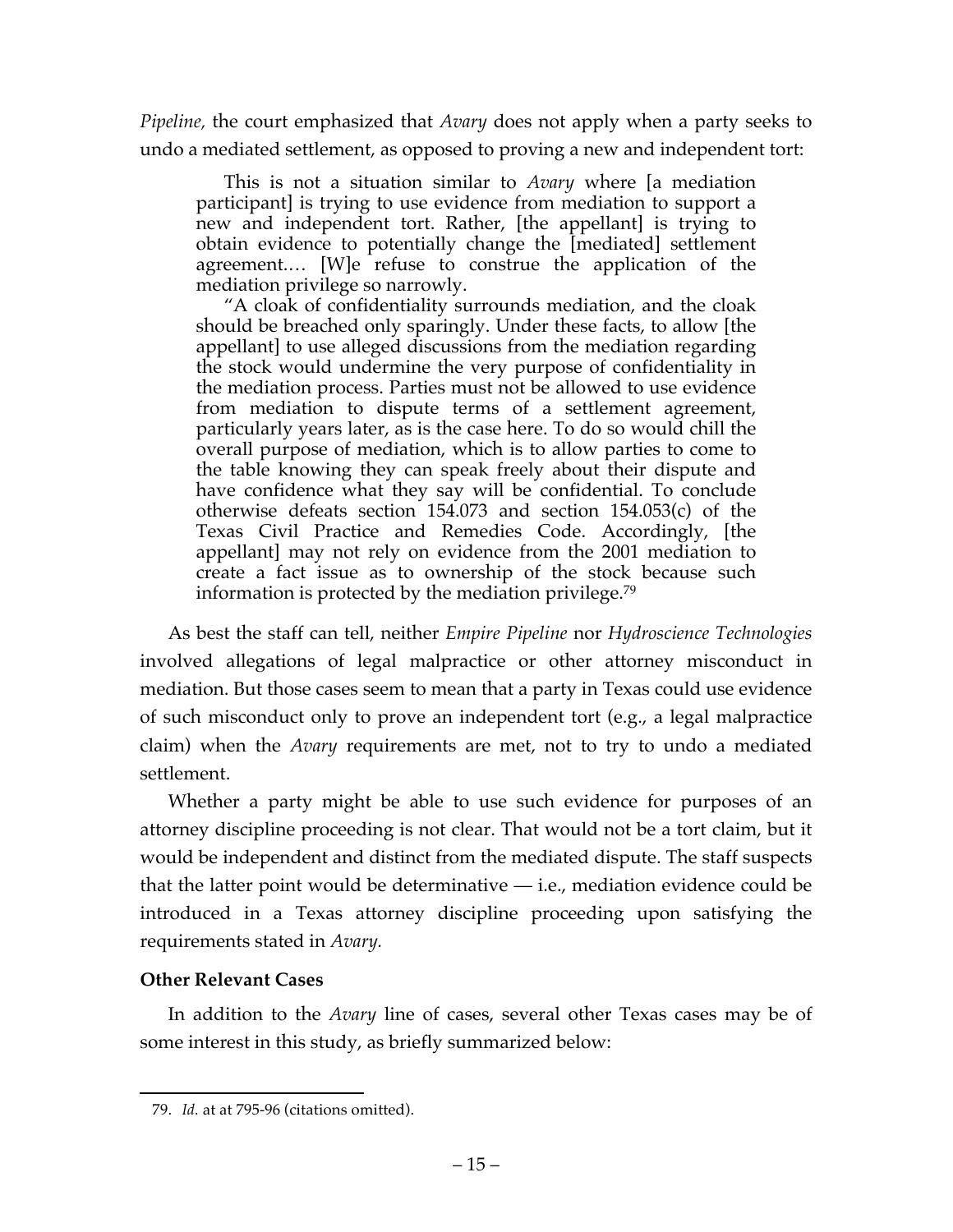*Pipeline,* the court emphasized that *Avary* does not apply when a party seeks to undo a mediated settlement, as opposed to proving a new and independent tort:

> This is not a situation similar to *Avary* where [a mediation participant] is trying to use evidence from mediation to support a new and independent tort. Rather, [the appellant] is trying to obtain evidence to potentially change the [mediated] settlement agreement.… [W]e refuse to construe the application of the mediation privilege so narrowly.
>
> "A cloak of confidentiality surrounds mediation, and the cloak should be breached only sparingly. Under these facts, to allow [the appellant] to use alleged discussions from the mediation regarding the stock would undermine the very purpose of confidentiality in the mediation process. Parties must not be allowed to use evidence from mediation to dispute terms of a settlement agreement, particularly years later, as is the case here. To do so would chill the overall purpose of mediation, which is to allow parties to come to the table knowing they can speak freely about their dispute and have confidence what they say will be confidential. To conclude otherwise defeats section 154.073 and section 154.053(c) of the Texas Civil Practice and Remedies Code. Accordingly, [the appellant] may not rely on evidence from the 2001 mediation to create a fact issue as to ownership of the stock because such information is protected by the mediation privilege.[79]

As best the staff can tell, neither *Empire Pipeline* nor *Hydroscience Technologies* involved allegations of legal malpractice or other attorney misconduct in mediation. But those cases seem to mean that a party in Texas could use evidence of such misconduct only to prove an independent tort (e.g., a legal malpractice claim) when the *Avary* requirements are met, not to try to undo a mediated settlement.

Whether a party might be able to use such evidence for purposes of an attorney discipline proceeding is not clear. That would not be a tort claim, but it would be independent and distinct from the mediated dispute. The staff suspects that the latter point would be determinative — i.e., mediation evidence could be introduced in a Texas attorney discipline proceeding upon satisfying the requirements stated in *Avary.*

**Other Relevant Cases**

In addition to the *Avary* line of cases, several other Texas cases may be of some interest in this study, as briefly summarized below:

---

79. *Id.* at at 795-96 (citations omitted).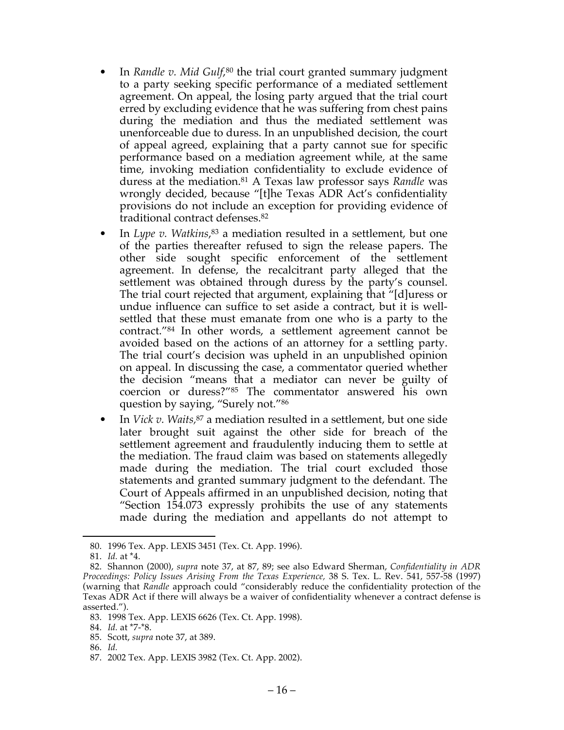- In *Randle v. Mid Gulf*,[80] the trial court granted summary judgment to a party seeking specific performance of a mediated settlement agreement. On appeal, the losing party argued that the trial court erred by excluding evidence that he was suffering from chest pains during the mediation and thus the mediated settlement was unenforceable due to duress. In an unpublished decision, the court of appeal agreed, explaining that a party cannot sue for specific performance based on a mediation agreement while, at the same time, invoking mediation confidentiality to exclude evidence of duress at the mediation.[81] A Texas law professor says *Randle* was wrongly decided, because "[t]he Texas ADR Act's confidentiality provisions do not include an exception for providing evidence of traditional contract defenses.[82]
- In *Lype v. Watkins*,[83] a mediation resulted in a settlement, but one of the parties thereafter refused to sign the release papers. The other side sought specific enforcement of the settlement agreement. In defense, the recalcitrant party alleged that the settlement was obtained through duress by the party's counsel. The trial court rejected that argument, explaining that "[d]uress or undue influence can suffice to set aside a contract, but it is well-settled that these must emanate from one who is a party to the contract."[84] In other words, a settlement agreement cannot be avoided based on the actions of an attorney for a settling party. The trial court's decision was upheld in an unpublished opinion on appeal. In discussing the case, a commentator queried whether the decision "means that a mediator can never be guilty of coercion or duress?"[85] The commentator answered his own question by saying, "Surely not."[86]
- In *Vick v. Waits*,[87] a mediation resulted in a settlement, but one side later brought suit against the other side for breach of the settlement agreement and fraudulently inducing them to settle at the mediation. The fraud claim was based on statements allegedly made during the mediation. The trial court excluded those statements and granted summary judgment to the defendant. The Court of Appeals affirmed in an unpublished decision, noting that "Section 154.073 expressly prohibits the use of any statements made during the mediation and appellants do not attempt to

---

80. 1996 Tex. App. LEXIS 3451 (Tex. Ct. App. 1996).

81. *Id.* at *4.

82. Shannon (2000), *supra* note 37, at 87, 89; see also Edward Sherman, *Confidentiality in ADR Proceedings: Policy Issues Arising From the Texas Experience,* 38 S. Tex. L. Rev. 541, 557-58 (1997) (warning that *Randle* approach could "considerably reduce the confidentiality protection of the Texas ADR Act if there will always be a waiver of confidentiality whenever a contract defense is asserted.").

83. 1998 Tex. App. LEXIS 6626 (Tex. Ct. App. 1998).

84. *Id.* at *7-*8.

85. Scott, *supra* note 37, at 389.

86. *Id.*

87. 2002 Tex. App. LEXIS 3982 (Tex. Ct. App. 2002).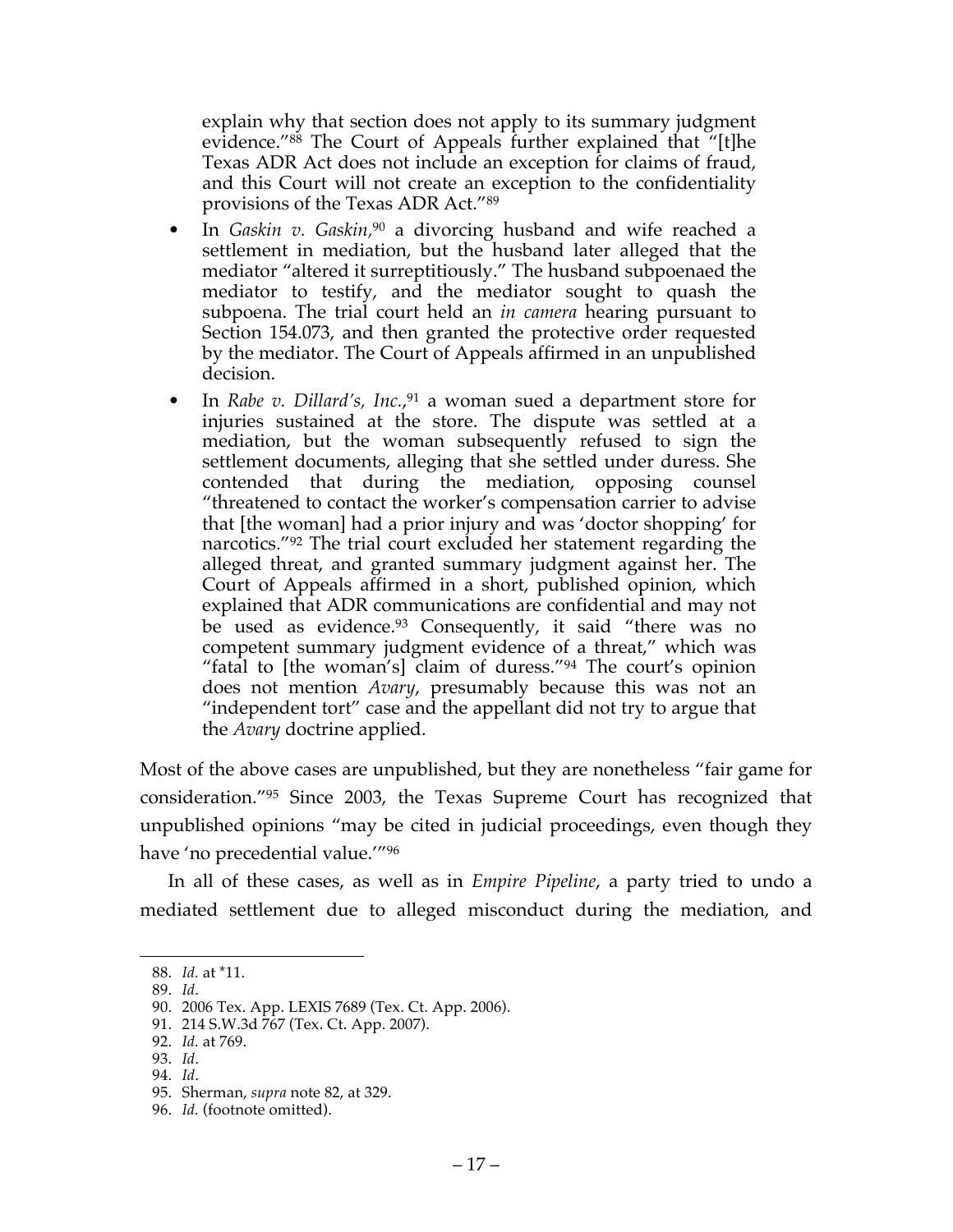explain why that section does not apply to its summary judgment evidence."[88] The Court of Appeals further explained that "[t]he Texas ADR Act does not include an exception for claims of fraud, and this Court will not create an exception to the confidentiality provisions of the Texas ADR Act."[89]

- In *Gaskin v. Gaskin*,[90] a divorcing husband and wife reached a settlement in mediation, but the husband later alleged that the mediator "altered it surreptitiously." The husband subpoenaed the mediator to testify, and the mediator sought to quash the subpoena. The trial court held an *in camera* hearing pursuant to Section 154.073, and then granted the protective order requested by the mediator. The Court of Appeals affirmed in an unpublished decision.
- In *Rabe v. Dillard's, Inc.*,[91] a woman sued a department store for injuries sustained at the store. The dispute was settled at a mediation, but the woman subsequently refused to sign the settlement documents, alleging that she settled under duress. She contended that during the mediation, opposing counsel "threatened to contact the worker's compensation carrier to advise that [the woman] had a prior injury and was 'doctor shopping' for narcotics."[92] The trial court excluded her statement regarding the alleged threat, and granted summary judgment against her. The Court of Appeals affirmed in a short, published opinion, which explained that ADR communications are confidential and may not be used as evidence.[93] Consequently, it said "there was no competent summary judgment evidence of a threat," which was "fatal to [the woman's] claim of duress."[94] The court's opinion does not mention *Avary*, presumably because this was not an "independent tort" case and the appellant did not try to argue that the *Avary* doctrine applied.

Most of the above cases are unpublished, but they are nonetheless "fair game for consideration."[95] Since 2003, the Texas Supreme Court has recognized that unpublished opinions "may be cited in judicial proceedings, even though they have 'no precedential value.'"[96]

In all of these cases, as well as in *Empire Pipeline*, a party tried to undo a mediated settlement due to alleged misconduct during the mediation, and

---

88. *Id.* at *11.
89. *Id*.
90. 2006 Tex. App. LEXIS 7689 (Tex. Ct. App. 2006).
91. 214 S.W.3d 767 (Tex. Ct. App. 2007).
92. *Id.* at 769.
93. *Id*.
94. *Id*.
95. Sherman, *supra* note 82, at 329.
96. *Id.* (footnote omitted).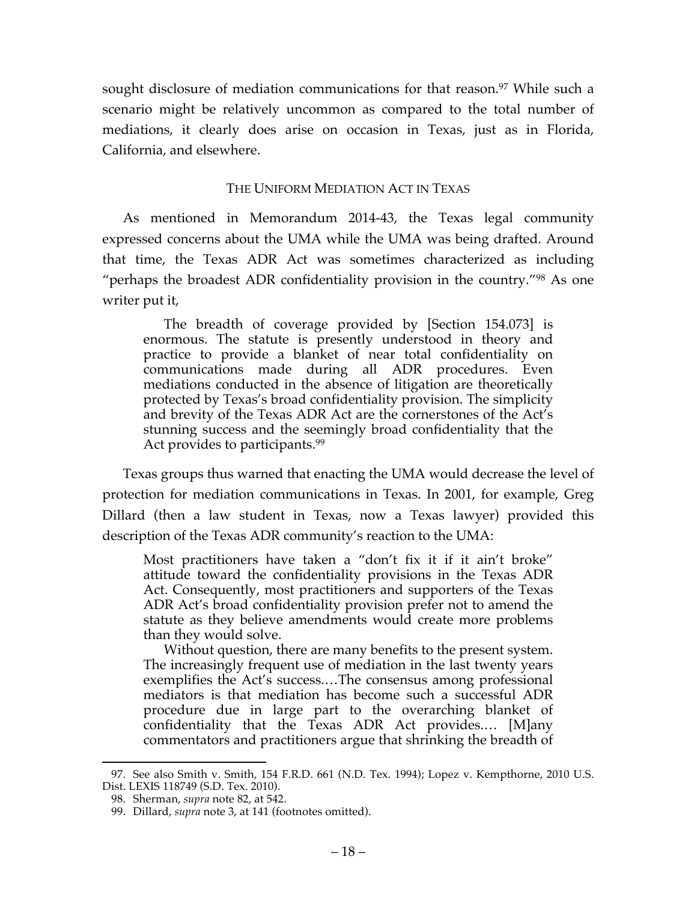sought disclosure of mediation communications for that reason.[97] While such a scenario might be relatively uncommon as compared to the total number of mediations, it clearly does arise on occasion in Texas, just as in Florida, California, and elsewhere.

## THE UNIFORM MEDIATION ACT IN TEXAS

As mentioned in Memorandum 2014-43, the Texas legal community expressed concerns about the UMA while the UMA was being drafted. Around that time, the Texas ADR Act was sometimes characterized as including "perhaps the broadest ADR confidentiality provision in the country."[98] As one writer put it,

> The breadth of coverage provided by [Section 154.073] is enormous. The statute is presently understood in theory and practice to provide a blanket of near total confidentiality on communications made during all ADR procedures. Even mediations conducted in the absence of litigation are theoretically protected by Texas's broad confidentiality provision. The simplicity and brevity of the Texas ADR Act are the cornerstones of the Act's stunning success and the seemingly broad confidentiality that the Act provides to participants.[99]

Texas groups thus warned that enacting the UMA would decrease the level of protection for mediation communications in Texas. In 2001, for example, Greg Dillard (then a law student in Texas, now a Texas lawyer) provided this description of the Texas ADR community's reaction to the UMA:

> Most practitioners have taken a "don't fix it if it ain't broke" attitude toward the confidentiality provisions in the Texas ADR Act. Consequently, most practitioners and supporters of the Texas ADR Act's broad confidentiality provision prefer not to amend the statute as they believe amendments would create more problems than they would solve.
>
> Without question, there are many benefits to the present system. The increasingly frequent use of mediation in the last twenty years exemplifies the Act's success.…The consensus among professional mediators is that mediation has become such a successful ADR procedure due in large part to the overarching blanket of confidentiality that the Texas ADR Act provides.… [M]any commentators and practitioners argue that shrinking the breadth of

---

97. See also Smith v. Smith, 154 F.R.D. 661 (N.D. Tex. 1994); Lopez v. Kempthorne, 2010 U.S. Dist. LEXIS 118749 (S.D. Tex. 2010).

98. Sherman, *supra* note 82, at 542.

99. Dillard, *supra* note 3, at 141 (footnotes omitted).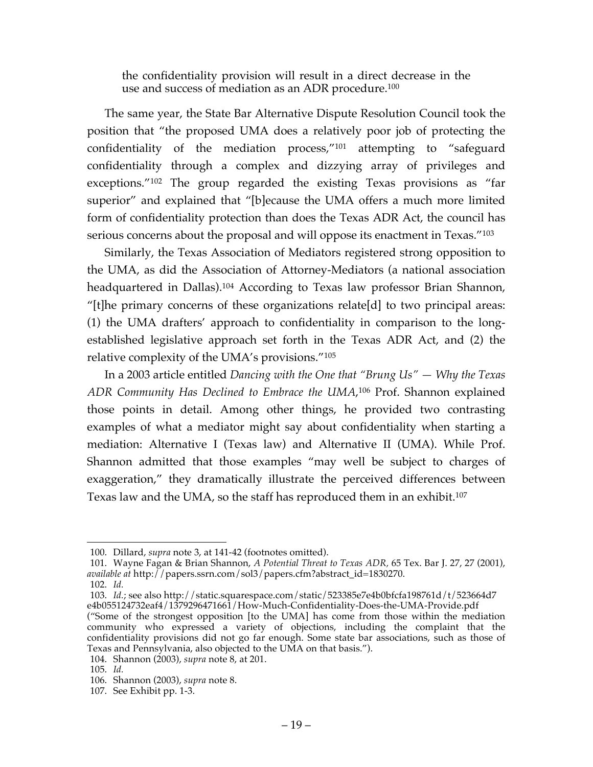> the confidentiality provision will result in a direct decrease in the use and success of mediation as an ADR procedure.[100]

The same year, the State Bar Alternative Dispute Resolution Council took the position that "the proposed UMA does a relatively poor job of protecting the confidentiality of the mediation process,"[101] attempting to "safeguard confidentiality through a complex and dizzying array of privileges and exceptions."[102] The group regarded the existing Texas provisions as "far superior" and explained that "[b]ecause the UMA offers a much more limited form of confidentiality protection than does the Texas ADR Act, the council has serious concerns about the proposal and will oppose its enactment in Texas."[103]

Similarly, the Texas Association of Mediators registered strong opposition to the UMA, as did the Association of Attorney-Mediators (a national association headquartered in Dallas).[104] According to Texas law professor Brian Shannon, "[t]he primary concerns of these organizations relate[d] to two principal areas: (1) the UMA drafters' approach to confidentiality in comparison to the long-established legislative approach set forth in the Texas ADR Act, and (2) the relative complexity of the UMA's provisions."[105]

In a 2003 article entitled *Dancing with the One that "Brung Us" — Why the Texas ADR Community Has Declined to Embrace the UMA*,[106] Prof. Shannon explained those points in detail. Among other things, he provided two contrasting examples of what a mediator might say about confidentiality when starting a mediation: Alternative I (Texas law) and Alternative II (UMA). While Prof. Shannon admitted that those examples "may well be subject to charges of exaggeration," they dramatically illustrate the perceived differences between Texas law and the UMA, so the staff has reproduced them in an exhibit.[107]

---

100. Dillard, *supra* note 3, at 141-42 (footnotes omitted).

101. Wayne Fagan & Brian Shannon, *A Potential Threat to Texas ADR*, 65 Tex. Bar J. 27, 27 (2001), *available at* http://papers.ssrn.com/sol3/papers.cfm?abstract_id=1830270.

102. *Id.*

103. *Id.*; see also http://static.squarespace.com/static/523385e7e4b0bfcfa198761d/t/523664d7e4b055124732eaf4/1379296471661/How-Much-Confidentiality-Does-the-UMA-Provide.pdf ("Some of the strongest opposition [to the UMA] has come from those within the mediation community who expressed a variety of objections, including the complaint that the confidentiality provisions did not go far enough. Some state bar associations, such as those of Texas and Pennsylvania, also objected to the UMA on that basis.").

104. Shannon (2003), *supra* note 8, at 201.

105. *Id.*

106. Shannon (2003), *supra* note 8.

107. See Exhibit pp. 1-3.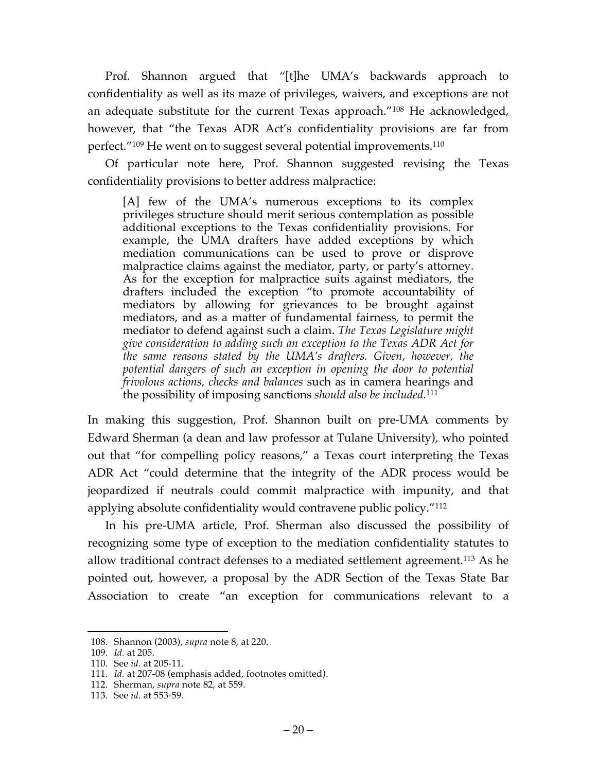Prof. Shannon argued that "[t]he UMA's backwards approach to confidentiality as well as its maze of privileges, waivers, and exceptions are not an adequate substitute for the current Texas approach."[108] He acknowledged, however, that "the Texas ADR Act's confidentiality provisions are far from perfect."[109] He went on to suggest several potential improvements.[110]

Of particular note here, Prof. Shannon suggested revising the Texas confidentiality provisions to better address malpractice:

> [A] few of the UMA's numerous exceptions to its complex privileges structure should merit serious contemplation as possible additional exceptions to the Texas confidentiality provisions. For example, the UMA drafters have added exceptions by which mediation communications can be used to prove or disprove malpractice claims against the mediator, party, or party's attorney. As for the exception for malpractice suits against mediators, the drafters included the exception "to promote accountability of mediators by allowing for grievances to be brought against mediators, and as a matter of fundamental fairness, to permit the mediator to defend against such a claim. *The Texas Legislature might give consideration to adding such an exception to the Texas ADR Act for the same reasons stated by the UMA's drafters. Given, however, the potential dangers of such an exception in opening the door to potential frivolous actions, checks and balances* such as in camera hearings and the possibility of imposing sanctions *should also be included*.[111]

In making this suggestion, Prof. Shannon built on pre-UMA comments by Edward Sherman (a dean and law professor at Tulane University), who pointed out that "for compelling policy reasons," a Texas court interpreting the Texas ADR Act "could determine that the integrity of the ADR process would be jeopardized if neutrals could commit malpractice with impunity, and that applying absolute confidentiality would contravene public policy."[112]

In his pre-UMA article, Prof. Sherman also discussed the possibility of recognizing some type of exception to the mediation confidentiality statutes to allow traditional contract defenses to a mediated settlement agreement.[113] As he pointed out, however, a proposal by the ADR Section of the Texas State Bar Association to create "an exception for communications relevant to a

---

108. Shannon (2003), *supra* note 8, at 220.
109. *Id.* at 205.
110. See *id.* at 205-11.
111. *Id.* at 207-08 (emphasis added, footnotes omitted).
112. Sherman, *supra* note 82, at 559.
113. See *id.* at 553-59.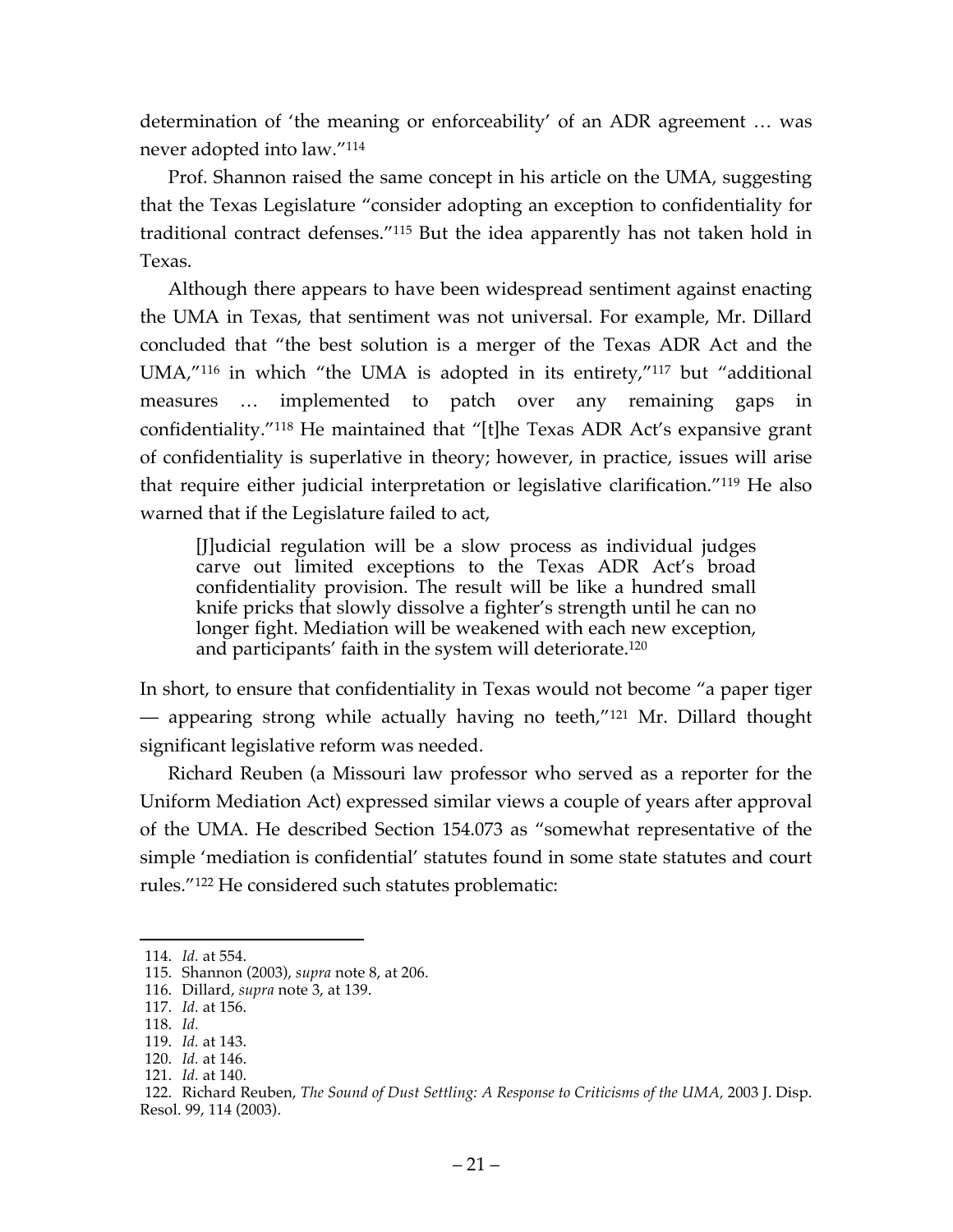determination of 'the meaning or enforceability' of an ADR agreement … was never adopted into law."[114]

Prof. Shannon raised the same concept in his article on the UMA, suggesting that the Texas Legislature "consider adopting an exception to confidentiality for traditional contract defenses."[115] But the idea apparently has not taken hold in Texas.

Although there appears to have been widespread sentiment against enacting the UMA in Texas, that sentiment was not universal. For example, Mr. Dillard concluded that "the best solution is a merger of the Texas ADR Act and the UMA,"[116] in which "the UMA is adopted in its entirety,"[117] but "additional measures … implemented to patch over any remaining gaps in confidentiality."[118] He maintained that "[t]he Texas ADR Act's expansive grant of confidentiality is superlative in theory; however, in practice, issues will arise that require either judicial interpretation or legislative clarification."[119] He also warned that if the Legislature failed to act,

> [J]udicial regulation will be a slow process as individual judges carve out limited exceptions to the Texas ADR Act's broad confidentiality provision. The result will be like a hundred small knife pricks that slowly dissolve a fighter's strength until he can no longer fight. Mediation will be weakened with each new exception, and participants' faith in the system will deteriorate.[120]

In short, to ensure that confidentiality in Texas would not become "a paper tiger — appearing strong while actually having no teeth,"[121] Mr. Dillard thought significant legislative reform was needed.

Richard Reuben (a Missouri law professor who served as a reporter for the Uniform Mediation Act) expressed similar views a couple of years after approval of the UMA. He described Section 154.073 as "somewhat representative of the simple 'mediation is confidential' statutes found in some state statutes and court rules."[122] He considered such statutes problematic:

---

114. *Id.* at 554.
115. Shannon (2003), *supra* note 8, at 206.
116. Dillard, *supra* note 3, at 139.
117. *Id.* at 156.
118. *Id.*
119. *Id.* at 143.
120. *Id.* at 146.
121. *Id.* at 140.
122. Richard Reuben, *The Sound of Dust Settling: A Response to Criticisms of the UMA*, 2003 J. Disp. Resol. 99, 114 (2003).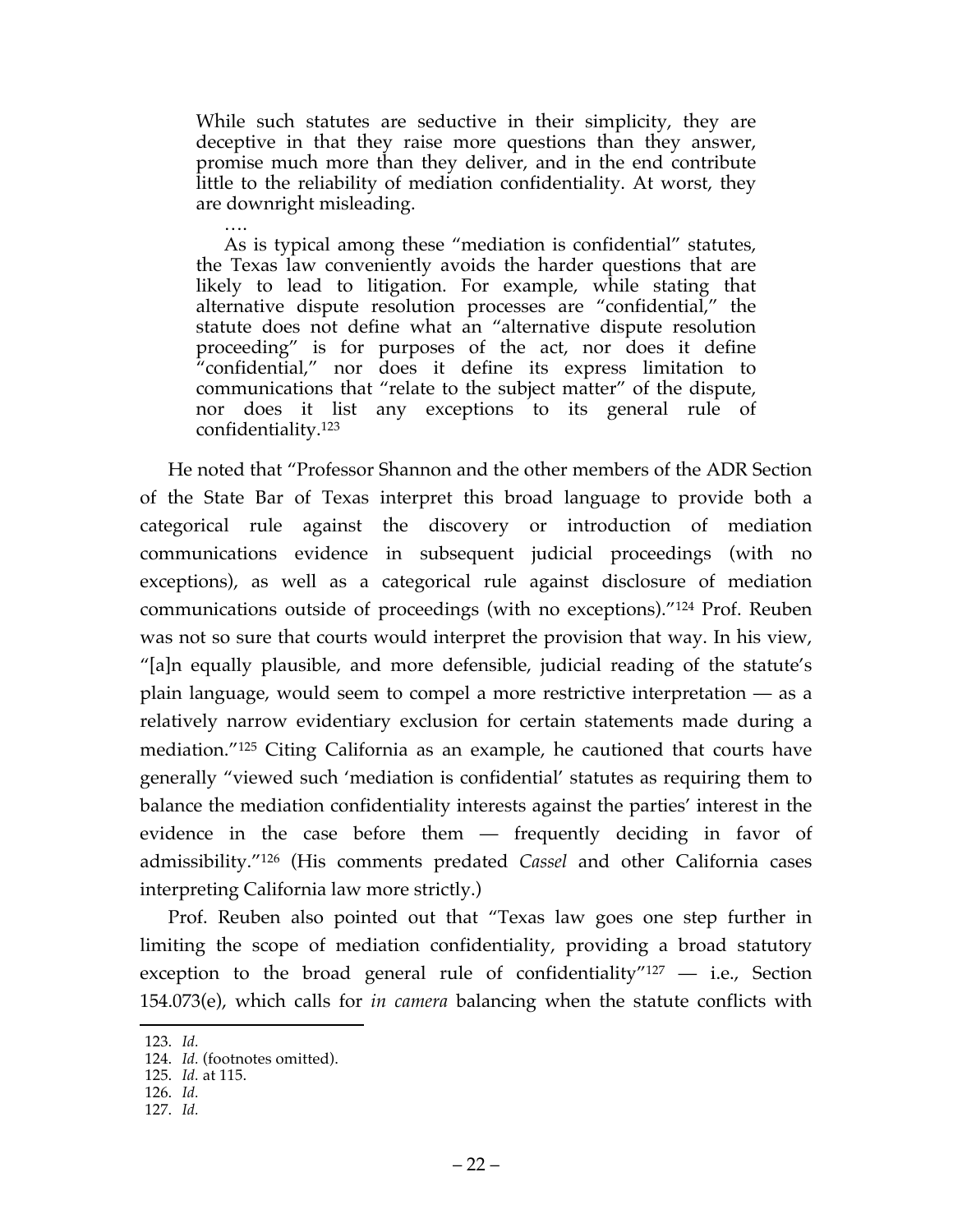> While such statutes are seductive in their simplicity, they are deceptive in that they raise more questions than they answer, promise much more than they deliver, and in the end contribute little to the reliability of mediation confidentiality. At worst, they are downright misleading.
>
> ….
>
> As is typical among these "mediation is confidential" statutes, the Texas law conveniently avoids the harder questions that are likely to lead to litigation. For example, while stating that alternative dispute resolution processes are "confidential," the statute does not define what an "alternative dispute resolution proceeding" is for purposes of the act, nor does it define "confidential," nor does it define its express limitation to communications that "relate to the subject matter" of the dispute, nor does it list any exceptions to its general rule of confidentiality.[123]

He noted that "Professor Shannon and the other members of the ADR Section of the State Bar of Texas interpret this broad language to provide both a categorical rule against the discovery or introduction of mediation communications evidence in subsequent judicial proceedings (with no exceptions), as well as a categorical rule against disclosure of mediation communications outside of proceedings (with no exceptions)."[124] Prof. Reuben was not so sure that courts would interpret the provision that way. In his view, "[a]n equally plausible, and more defensible, judicial reading of the statute's plain language, would seem to compel a more restrictive interpretation — as a relatively narrow evidentiary exclusion for certain statements made during a mediation."[125] Citing California as an example, he cautioned that courts have generally "viewed such 'mediation is confidential' statutes as requiring them to balance the mediation confidentiality interests against the parties' interest in the evidence in the case before them — frequently deciding in favor of admissibility."[126] (His comments predated *Cassel* and other California cases interpreting California law more strictly.)

Prof. Reuben also pointed out that "Texas law goes one step further in limiting the scope of mediation confidentiality, providing a broad statutory exception to the broad general rule of confidentiality"[127] — i.e., Section 154.073(e), which calls for *in camera* balancing when the statute conflicts with

---

123. *Id.*
124. *Id.* (footnotes omitted).
125. *Id.* at 115.
126. *Id.*
127. *Id.*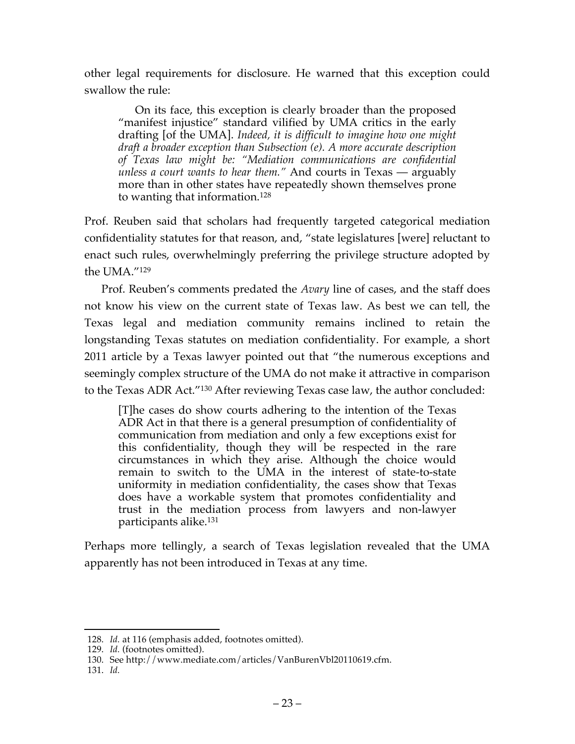other legal requirements for disclosure. He warned that this exception could swallow the rule:

> On its face, this exception is clearly broader than the proposed "manifest injustice" standard vilified by UMA critics in the early drafting [of the UMA]. *Indeed, it is difficult to imagine how one might draft a broader exception than Subsection (e). A more accurate description of Texas law might be: "Mediation communications are confidential unless a court wants to hear them."* And courts in Texas — arguably more than in other states have repeatedly shown themselves prone to wanting that information.[128]

Prof. Reuben said that scholars had frequently targeted categorical mediation confidentiality statutes for that reason, and, "state legislatures [were] reluctant to enact such rules, overwhelmingly preferring the privilege structure adopted by the UMA."[129]

Prof. Reuben's comments predated the *Avary* line of cases, and the staff does not know his view on the current state of Texas law. As best we can tell, the Texas legal and mediation community remains inclined to retain the longstanding Texas statutes on mediation confidentiality. For example, a short 2011 article by a Texas lawyer pointed out that "the numerous exceptions and seemingly complex structure of the UMA do not make it attractive in comparison to the Texas ADR Act."[130] After reviewing Texas case law, the author concluded:

> [T]he cases do show courts adhering to the intention of the Texas ADR Act in that there is a general presumption of confidentiality of communication from mediation and only a few exceptions exist for this confidentiality, though they will be respected in the rare circumstances in which they arise. Although the choice would remain to switch to the UMA in the interest of state-to-state uniformity in mediation confidentiality, the cases show that Texas does have a workable system that promotes confidentiality and trust in the mediation process from lawyers and non-lawyer participants alike.[131]

Perhaps more tellingly, a search of Texas legislation revealed that the UMA apparently has not been introduced in Texas at any time.

---

128. *Id.* at 116 (emphasis added, footnotes omitted).
129. *Id.* (footnotes omitted).
130. See http://www.mediate.com/articles/VanBurenVbl20110619.cfm.
131. *Id.*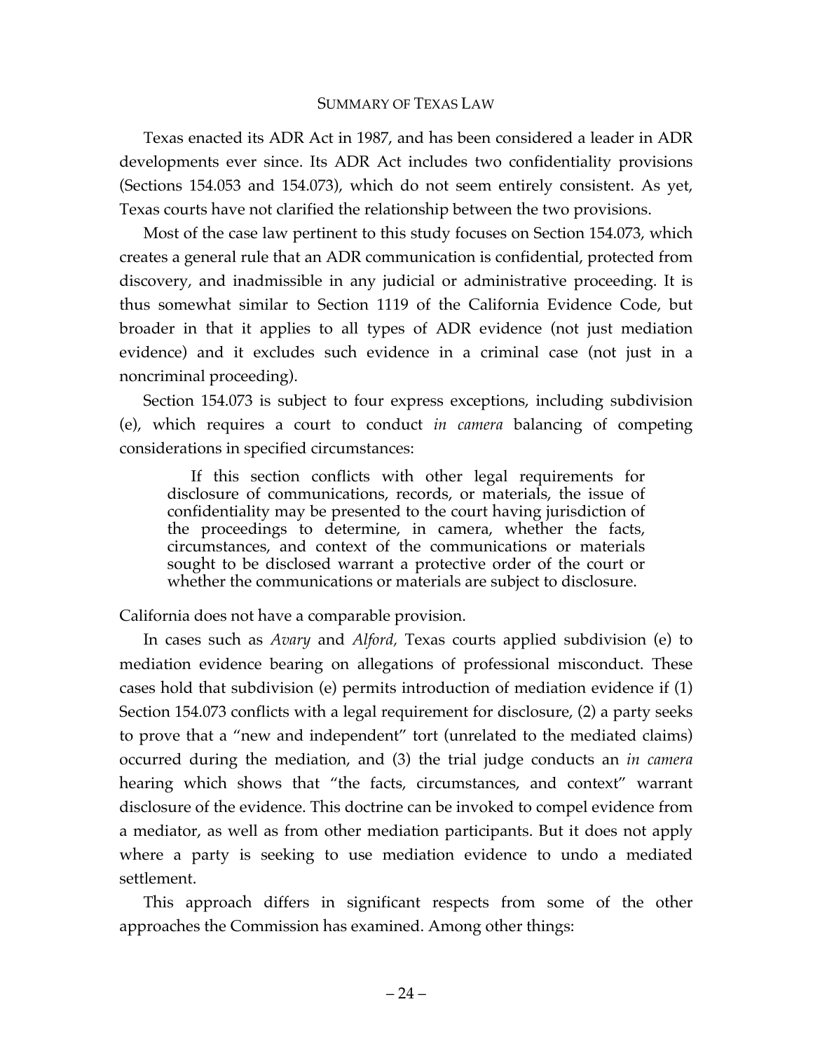## SUMMARY OF TEXAS LAW

Texas enacted its ADR Act in 1987, and has been considered a leader in ADR developments ever since. Its ADR Act includes two confidentiality provisions (Sections 154.053 and 154.073), which do not seem entirely consistent. As yet, Texas courts have not clarified the relationship between the two provisions.

Most of the case law pertinent to this study focuses on Section 154.073, which creates a general rule that an ADR communication is confidential, protected from discovery, and inadmissible in any judicial or administrative proceeding. It is thus somewhat similar to Section 1119 of the California Evidence Code, but broader in that it applies to all types of ADR evidence (not just mediation evidence) and it excludes such evidence in a criminal case (not just in a noncriminal proceeding).

Section 154.073 is subject to four express exceptions, including subdivision (e), which requires a court to conduct *in camera* balancing of competing considerations in specified circumstances:

> If this section conflicts with other legal requirements for disclosure of communications, records, or materials, the issue of confidentiality may be presented to the court having jurisdiction of the proceedings to determine, in camera, whether the facts, circumstances, and context of the communications or materials sought to be disclosed warrant a protective order of the court or whether the communications or materials are subject to disclosure.

California does not have a comparable provision.

In cases such as *Avary* and *Alford,* Texas courts applied subdivision (e) to mediation evidence bearing on allegations of professional misconduct. These cases hold that subdivision (e) permits introduction of mediation evidence if (1) Section 154.073 conflicts with a legal requirement for disclosure, (2) a party seeks to prove that a "new and independent" tort (unrelated to the mediated claims) occurred during the mediation, and (3) the trial judge conducts an *in camera* hearing which shows that "the facts, circumstances, and context" warrant disclosure of the evidence. This doctrine can be invoked to compel evidence from a mediator, as well as from other mediation participants. But it does not apply where a party is seeking to use mediation evidence to undo a mediated settlement.

This approach differs in significant respects from some of the other approaches the Commission has examined. Among other things: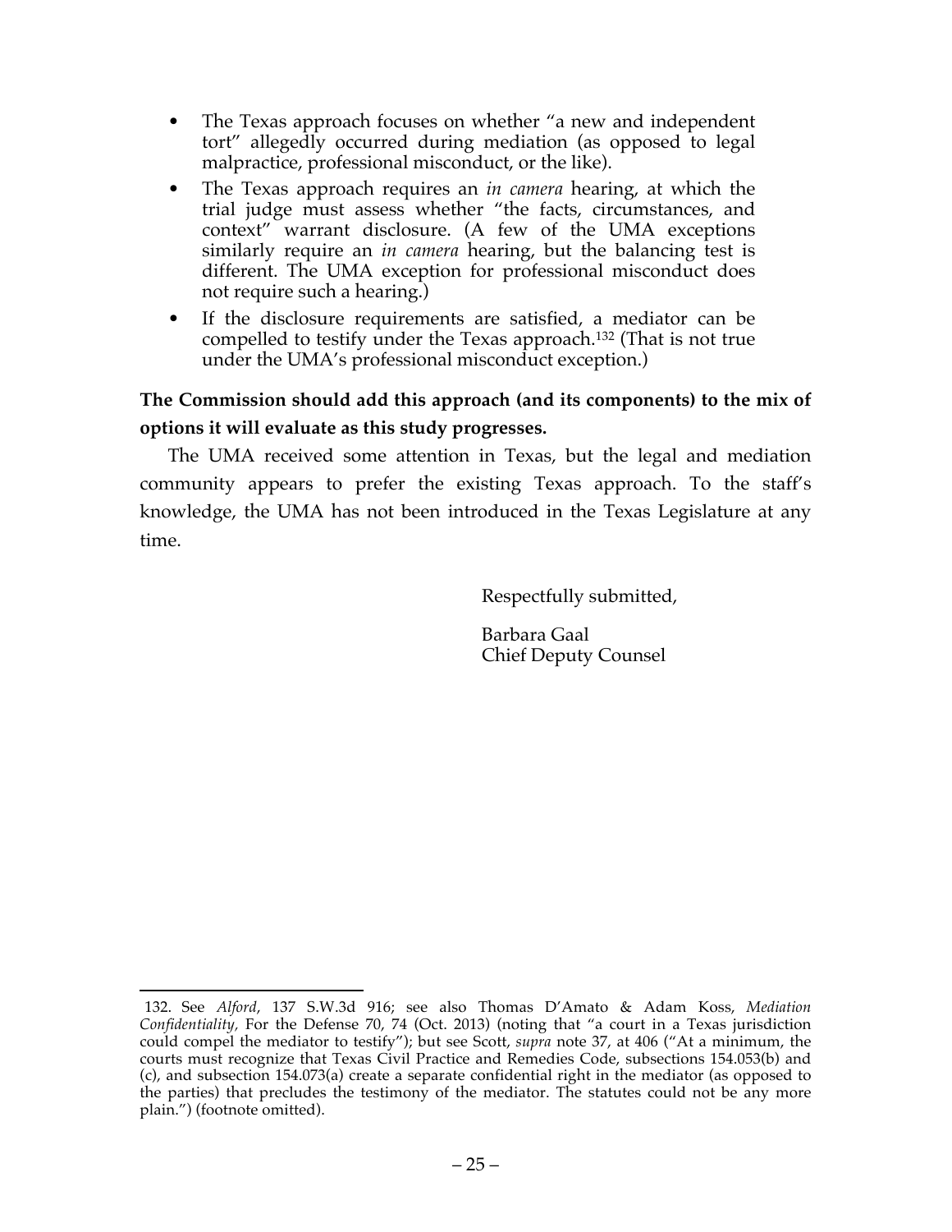- The Texas approach focuses on whether "a new and independent tort" allegedly occurred during mediation (as opposed to legal malpractice, professional misconduct, or the like).
- The Texas approach requires an *in camera* hearing, at which the trial judge must assess whether "the facts, circumstances, and context" warrant disclosure. (A few of the UMA exceptions similarly require an *in camera* hearing, but the balancing test is different. The UMA exception for professional misconduct does not require such a hearing.)
- If the disclosure requirements are satisfied, a mediator can be compelled to testify under the Texas approach.[132] (That is not true under the UMA's professional misconduct exception.)

**The Commission should add this approach (and its components) to the mix of options it will evaluate as this study progresses.**

The UMA received some attention in Texas, but the legal and mediation community appears to prefer the existing Texas approach. To the staff's knowledge, the UMA has not been introduced in the Texas Legislature at any time.

Respectfully submitted,

Barbara Gaal
Chief Deputy Counsel

---

132. See *Alford*, 137 S.W.3d 916; see also Thomas D'Amato & Adam Koss, *Mediation Confidentiality*, For the Defense 70, 74 (Oct. 2013) (noting that "a court in a Texas jurisdiction could compel the mediator to testify"); but see Scott, *supra* note 37, at 406 ("At a minimum, the courts must recognize that Texas Civil Practice and Remedies Code, subsections 154.053(b) and (c), and subsection 154.073(a) create a separate confidential right in the mediator (as opposed to the parties) that precludes the testimony of the mediator. The statutes could not be any more plain.") (footnote omitted).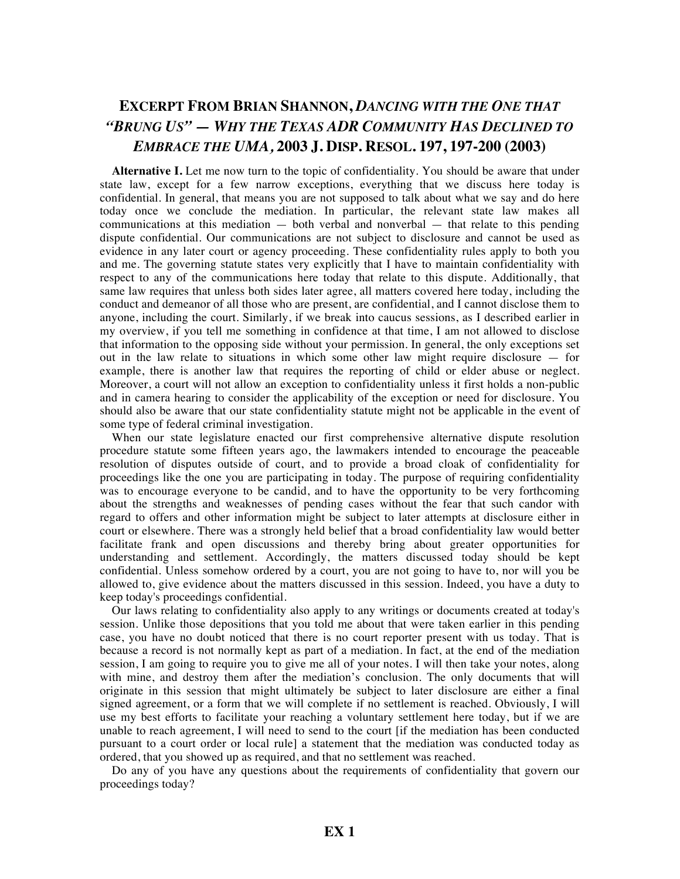# EXCERPT FROM BRIAN SHANNON, *DANCING WITH THE ONE THAT "BRUNG US" — WHY THE TEXAS ADR COMMUNITY HAS DECLINED TO EMBRACE THE UMA*, 2003 J. DISP. RESOL. 197, 197-200 (2003)

**Alternative I.** Let me now turn to the topic of confidentiality. You should be aware that under state law, except for a few narrow exceptions, everything that we discuss here today is confidential. In general, that means you are not supposed to talk about what we say and do here today once we conclude the mediation. In particular, the relevant state law makes all communications at this mediation — both verbal and nonverbal — that relate to this pending dispute confidential. Our communications are not subject to disclosure and cannot be used as evidence in any later court or agency proceeding. These confidentiality rules apply to both you and me. The governing statute states very explicitly that I have to maintain confidentiality with respect to any of the communications here today that relate to this dispute. Additionally, that same law requires that unless both sides later agree, all matters covered here today, including the conduct and demeanor of all those who are present, are confidential, and I cannot disclose them to anyone, including the court. Similarly, if we break into caucus sessions, as I described earlier in my overview, if you tell me something in confidence at that time, I am not allowed to disclose that information to the opposing side without your permission. In general, the only exceptions set out in the law relate to situations in which some other law might require disclosure — for example, there is another law that requires the reporting of child or elder abuse or neglect. Moreover, a court will not allow an exception to confidentiality unless it first holds a non-public and in camera hearing to consider the applicability of the exception or need for disclosure. You should also be aware that our state confidentiality statute might not be applicable in the event of some type of federal criminal investigation.

When our state legislature enacted our first comprehensive alternative dispute resolution procedure statute some fifteen years ago, the lawmakers intended to encourage the peaceable resolution of disputes outside of court, and to provide a broad cloak of confidentiality for proceedings like the one you are participating in today. The purpose of requiring confidentiality was to encourage everyone to be candid, and to have the opportunity to be very forthcoming about the strengths and weaknesses of pending cases without the fear that such candor with regard to offers and other information might be subject to later attempts at disclosure either in court or elsewhere. There was a strongly held belief that a broad confidentiality law would better facilitate frank and open discussions and thereby bring about greater opportunities for understanding and settlement. Accordingly, the matters discussed today should be kept confidential. Unless somehow ordered by a court, you are not going to have to, nor will you be allowed to, give evidence about the matters discussed in this session. Indeed, you have a duty to keep today's proceedings confidential.

Our laws relating to confidentiality also apply to any writings or documents created at today's session. Unlike those depositions that you told me about that were taken earlier in this pending case, you have no doubt noticed that there is no court reporter present with us today. That is because a record is not normally kept as part of a mediation. In fact, at the end of the mediation session, I am going to require you to give me all of your notes. I will then take your notes, along with mine, and destroy them after the mediation's conclusion. The only documents that will originate in this session that might ultimately be subject to later disclosure are either a final signed agreement, or a form that we will complete if no settlement is reached. Obviously, I will use my best efforts to facilitate your reaching a voluntary settlement here today, but if we are unable to reach agreement, I will need to send to the court [if the mediation has been conducted pursuant to a court order or local rule] a statement that the mediation was conducted today as ordered, that you showed up as required, and that no settlement was reached.

Do any of you have any questions about the requirements of confidentiality that govern our proceedings today?

**EX 1**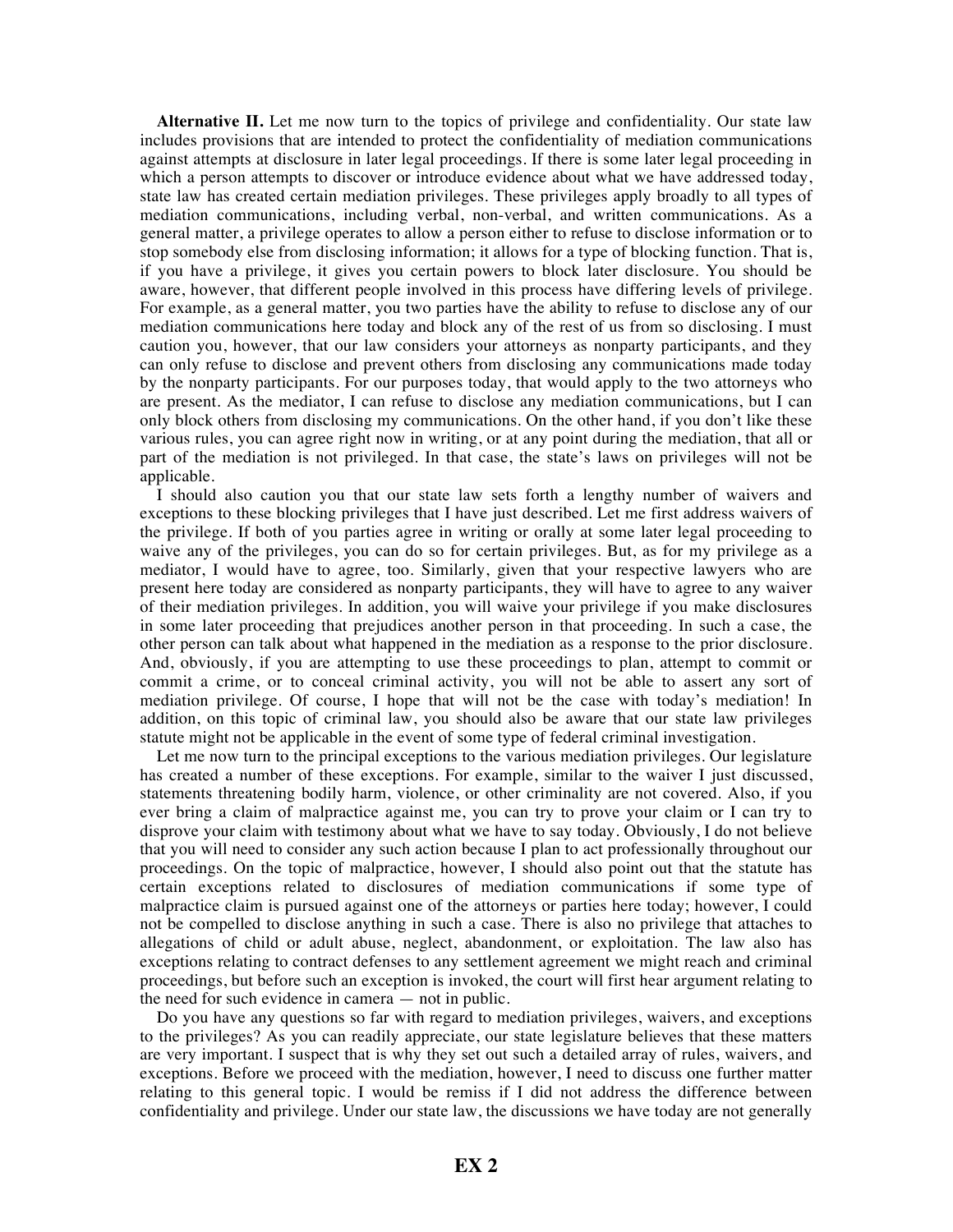**Alternative II.** Let me now turn to the topics of privilege and confidentiality. Our state law includes provisions that are intended to protect the confidentiality of mediation communications against attempts at disclosure in later legal proceedings. If there is some later legal proceeding in which a person attempts to discover or introduce evidence about what we have addressed today, state law has created certain mediation privileges. These privileges apply broadly to all types of mediation communications, including verbal, non-verbal, and written communications. As a general matter, a privilege operates to allow a person either to refuse to disclose information or to stop somebody else from disclosing information; it allows for a type of blocking function. That is, if you have a privilege, it gives you certain powers to block later disclosure. You should be aware, however, that different people involved in this process have differing levels of privilege. For example, as a general matter, you two parties have the ability to refuse to disclose any of our mediation communications here today and block any of the rest of us from so disclosing. I must caution you, however, that our law considers your attorneys as nonparty participants, and they can only refuse to disclose and prevent others from disclosing any communications made today by the nonparty participants. For our purposes today, that would apply to the two attorneys who are present. As the mediator, I can refuse to disclose any mediation communications, but I can only block others from disclosing my communications. On the other hand, if you don't like these various rules, you can agree right now in writing, or at any point during the mediation, that all or part of the mediation is not privileged. In that case, the state's laws on privileges will not be applicable.

I should also caution you that our state law sets forth a lengthy number of waivers and exceptions to these blocking privileges that I have just described. Let me first address waivers of the privilege. If both of you parties agree in writing or orally at some later legal proceeding to waive any of the privileges, you can do so for certain privileges. But, as for my privilege as a mediator, I would have to agree, too. Similarly, given that your respective lawyers who are present here today are considered as nonparty participants, they will have to agree to any waiver of their mediation privileges. In addition, you will waive your privilege if you make disclosures in some later proceeding that prejudices another person in that proceeding. In such a case, the other person can talk about what happened in the mediation as a response to the prior disclosure. And, obviously, if you are attempting to use these proceedings to plan, attempt to commit or commit a crime, or to conceal criminal activity, you will not be able to assert any sort of mediation privilege. Of course, I hope that will not be the case with today's mediation! In addition, on this topic of criminal law, you should also be aware that our state law privileges statute might not be applicable in the event of some type of federal criminal investigation.

Let me now turn to the principal exceptions to the various mediation privileges. Our legislature has created a number of these exceptions. For example, similar to the waiver I just discussed, statements threatening bodily harm, violence, or other criminality are not covered. Also, if you ever bring a claim of malpractice against me, you can try to prove your claim or I can try to disprove your claim with testimony about what we have to say today. Obviously, I do not believe that you will need to consider any such action because I plan to act professionally throughout our proceedings. On the topic of malpractice, however, I should also point out that the statute has certain exceptions related to disclosures of mediation communications if some type of malpractice claim is pursued against one of the attorneys or parties here today; however, I could not be compelled to disclose anything in such a case. There is also no privilege that attaches to allegations of child or adult abuse, neglect, abandonment, or exploitation. The law also has exceptions relating to contract defenses to any settlement agreement we might reach and criminal proceedings, but before such an exception is invoked, the court will first hear argument relating to the need for such evidence in camera — not in public.

Do you have any questions so far with regard to mediation privileges, waivers, and exceptions to the privileges? As you can readily appreciate, our state legislature believes that these matters are very important. I suspect that is why they set out such a detailed array of rules, waivers, and exceptions. Before we proceed with the mediation, however, I need to discuss one further matter relating to this general topic. I would be remiss if I did not address the difference between confidentiality and privilege. Under our state law, the discussions we have today are not generally

**EX 2**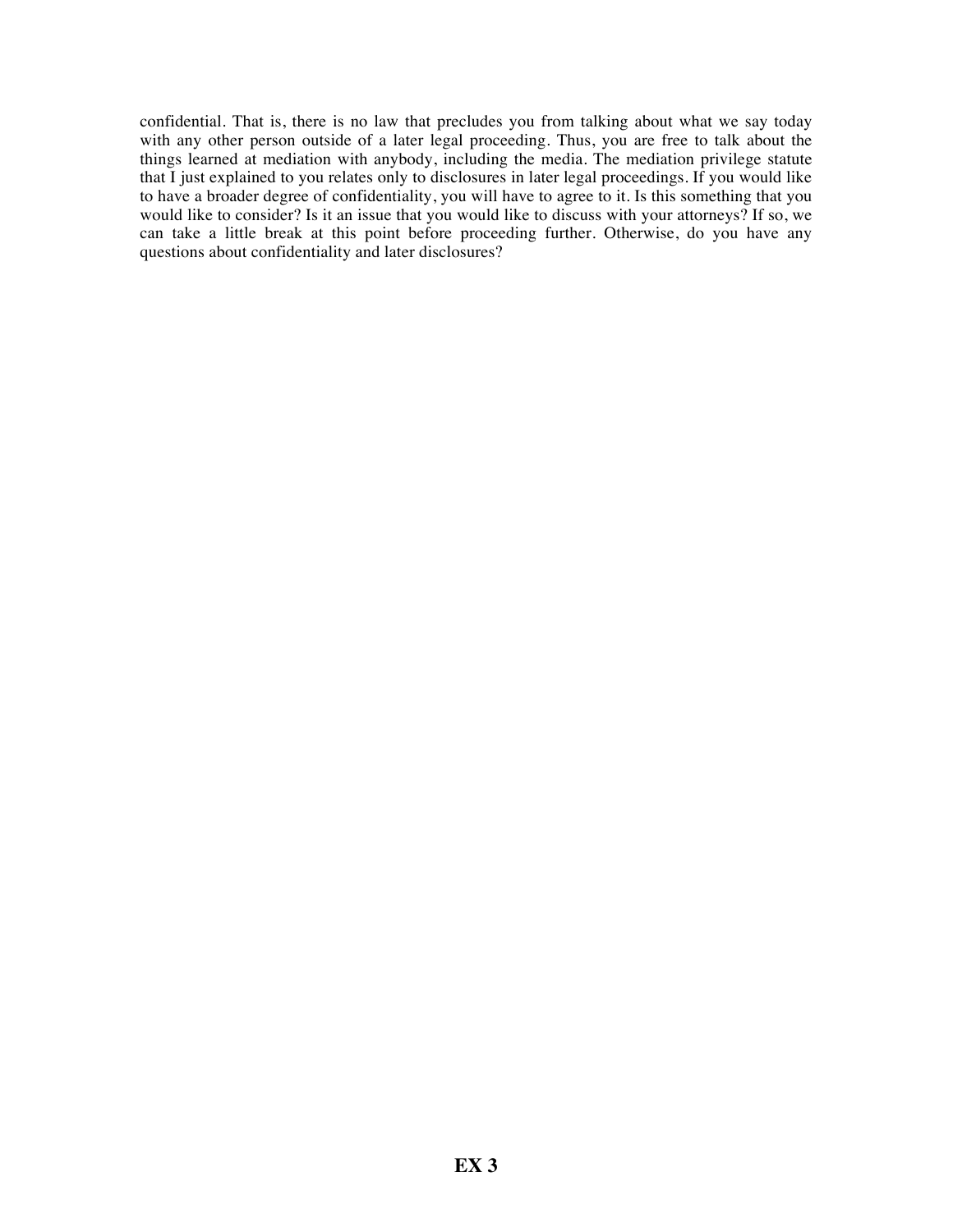confidential. That is, there is no law that precludes you from talking about what we say today with any other person outside of a later legal proceeding. Thus, you are free to talk about the things learned at mediation with anybody, including the media. The mediation privilege statute that I just explained to you relates only to disclosures in later legal proceedings. If you would like to have a broader degree of confidentiality, you will have to agree to it. Is this something that you would like to consider? Is it an issue that you would like to discuss with your attorneys? If so, we can take a little break at this point before proceeding further. Otherwise, do you have any questions about confidentiality and later disclosures?